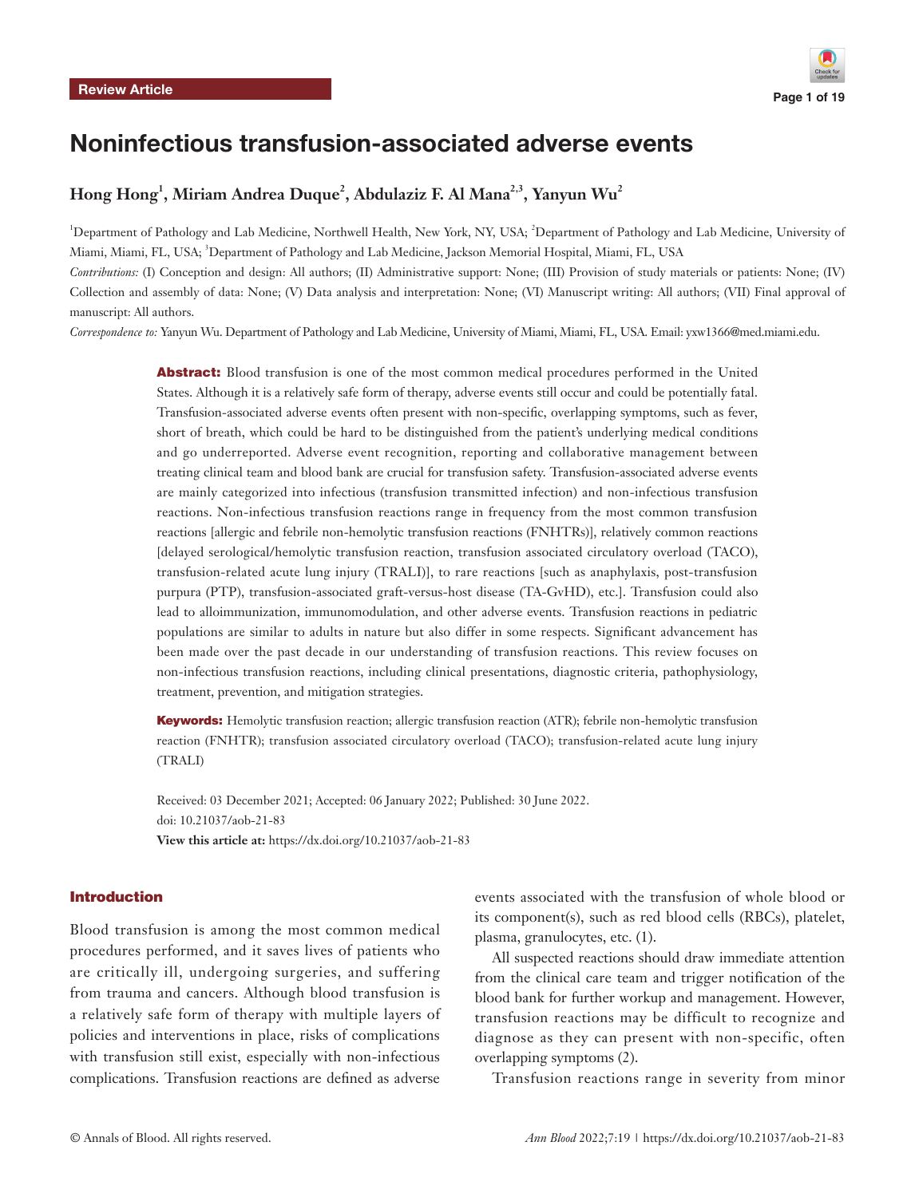Review Article

# Noninfectious transfusion-associated adverse events

**Hong Hong[1], Miriam Andrea Duque[2], Abdulaziz F. Al Mana[2,3], Yanyun Wu[2]**

[1]Department of Pathology and Lab Medicine, Northwell Health, New York, NY, USA; [2]Department of Pathology and Lab Medicine, University of Miami, Miami, FL, USA; [3]Department of Pathology and Lab Medicine, Jackson Memorial Hospital, Miami, FL, USA

*Contributions:* (I) Conception and design: All authors; (II) Administrative support: None; (III) Provision of study materials or patients: None; (IV) Collection and assembly of data: None; (V) Data analysis and interpretation: None; (VI) Manuscript writing: All authors; (VII) Final approval of manuscript: All authors.

*Correspondence to:* Yanyun Wu. Department of Pathology and Lab Medicine, University of Miami, Miami, FL, USA. Email: yxw1366@med.miami.edu.

**Abstract:** Blood transfusion is one of the most common medical procedures performed in the United States. Although it is a relatively safe form of therapy, adverse events still occur and could be potentially fatal. Transfusion-associated adverse events often present with non-specific, overlapping symptoms, such as fever, short of breath, which could be hard to be distinguished from the patient's underlying medical conditions and go underreported. Adverse event recognition, reporting and collaborative management between treating clinical team and blood bank are crucial for transfusion safety. Transfusion-associated adverse events are mainly categorized into infectious (transfusion transmitted infection) and non-infectious transfusion reactions. Non-infectious transfusion reactions range in frequency from the most common transfusion reactions [allergic and febrile non-hemolytic transfusion reactions (FNHTRs)], relatively common reactions [delayed serological/hemolytic transfusion reaction, transfusion associated circulatory overload (TACO), transfusion-related acute lung injury (TRALI)], to rare reactions [such as anaphylaxis, post-transfusion purpura (PTP), transfusion-associated graft-versus-host disease (TA-GvHD), etc.]. Transfusion could also lead to alloimmunization, immunomodulation, and other adverse events. Transfusion reactions in pediatric populations are similar to adults in nature but also differ in some respects. Significant advancement has been made over the past decade in our understanding of transfusion reactions. This review focuses on non-infectious transfusion reactions, including clinical presentations, diagnostic criteria, pathophysiology, treatment, prevention, and mitigation strategies.

**Keywords:** Hemolytic transfusion reaction; allergic transfusion reaction (ATR); febrile non-hemolytic transfusion reaction (FNHTR); transfusion associated circulatory overload (TACO); transfusion-related acute lung injury (TRALI)

Received: 03 December 2021; Accepted: 06 January 2022; Published: 30 June 2022.
doi: 10.21037/aob-21-83
**View this article at:** https://dx.doi.org/10.21037/aob-21-83

## Introduction

Blood transfusion is among the most common medical procedures performed, and it saves lives of patients who are critically ill, undergoing surgeries, and suffering from trauma and cancers. Although blood transfusion is a relatively safe form of therapy with multiple layers of policies and interventions in place, risks of complications with transfusion still exist, especially with non-infectious complications. Transfusion reactions are defined as adverse events associated with the transfusion of whole blood or its component(s), such as red blood cells (RBCs), platelet, plasma, granulocytes, etc. (1).

All suspected reactions should draw immediate attention from the clinical care team and trigger notification of the blood bank for further workup and management. However, transfusion reactions may be difficult to recognize and diagnose as they can present with non-specific, often overlapping symptoms (2).

Transfusion reactions range in severity from minor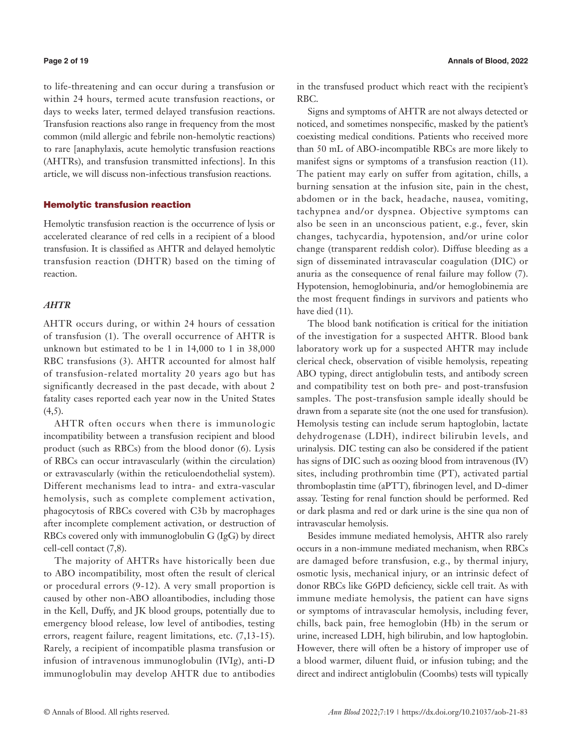to life-threatening and can occur during a transfusion or within 24 hours, termed acute transfusion reactions, or days to weeks later, termed delayed transfusion reactions. Transfusion reactions also range in frequency from the most common (mild allergic and febrile non-hemolytic reactions) to rare [anaphylaxis, acute hemolytic transfusion reactions (AHTRs), and transfusion transmitted infections]. In this article, we will discuss non-infectious transfusion reactions.

## Hemolytic transfusion reaction

Hemolytic transfusion reaction is the occurrence of lysis or accelerated clearance of red cells in a recipient of a blood transfusion. It is classified as AHTR and delayed hemolytic transfusion reaction (DHTR) based on the timing of reaction.

### *AHTR*

AHTR occurs during, or within 24 hours of cessation of transfusion (1). The overall occurrence of AHTR is unknown but estimated to be 1 in 14,000 to 1 in 38,000 RBC transfusions (3). AHTR accounted for almost half of transfusion-related mortality 20 years ago but has significantly decreased in the past decade, with about 2 fatality cases reported each year now in the United States (4,5).

AHTR often occurs when there is immunologic incompatibility between a transfusion recipient and blood product (such as RBCs) from the blood donor (6). Lysis of RBCs can occur intravascularly (within the circulation) or extravascularly (within the reticuloendothelial system). Different mechanisms lead to intra- and extra-vascular hemolysis, such as complete complement activation, phagocytosis of RBCs covered with C3b by macrophages after incomplete complement activation, or destruction of RBCs covered only with immunoglobulin G (IgG) by direct cell-cell contact (7,8).

The majority of AHTRs have historically been due to ABO incompatibility, most often the result of clerical or procedural errors (9-12). A very small proportion is caused by other non-ABO alloantibodies, including those in the Kell, Duffy, and JK blood groups, potentially due to emergency blood release, low level of antibodies, testing errors, reagent failure, reagent limitations, etc. (7,13-15). Rarely, a recipient of incompatible plasma transfusion or infusion of intravenous immunoglobulin (IVIg), anti-D immunoglobulin may develop AHTR due to antibodies in the transfused product which react with the recipient's RBC.

Signs and symptoms of AHTR are not always detected or noticed, and sometimes nonspecific, masked by the patient's coexisting medical conditions. Patients who received more than 50 mL of ABO-incompatible RBCs are more likely to manifest signs or symptoms of a transfusion reaction (11). The patient may early on suffer from agitation, chills, a burning sensation at the infusion site, pain in the chest, abdomen or in the back, headache, nausea, vomiting, tachypnea and/or dyspnea. Objective symptoms can also be seen in an unconscious patient, e.g., fever, skin changes, tachycardia, hypotension, and/or urine color change (transparent reddish color). Diffuse bleeding as a sign of disseminated intravascular coagulation (DIC) or anuria as the consequence of renal failure may follow (7). Hypotension, hemoglobinuria, and/or hemoglobinemia are the most frequent findings in survivors and patients who have died (11).

The blood bank notification is critical for the initiation of the investigation for a suspected AHTR. Blood bank laboratory work up for a suspected AHTR may include clerical check, observation of visible hemolysis, repeating ABO typing, direct antiglobulin tests, and antibody screen and compatibility test on both pre- and post-transfusion samples. The post-transfusion sample ideally should be drawn from a separate site (not the one used for transfusion). Hemolysis testing can include serum haptoglobin, lactate dehydrogenase (LDH), indirect bilirubin levels, and urinalysis. DIC testing can also be considered if the patient has signs of DIC such as oozing blood from intravenous (IV) sites, including prothrombin time (PT), activated partial thromboplastin time (aPTT), fibrinogen level, and D-dimer assay. Testing for renal function should be performed. Red or dark plasma and red or dark urine is the sine qua non of intravascular hemolysis.

Besides immune mediated hemolysis, AHTR also rarely occurs in a non-immune mediated mechanism, when RBCs are damaged before transfusion, e.g., by thermal injury, osmotic lysis, mechanical injury, or an intrinsic defect of donor RBCs like G6PD deficiency, sickle cell trait. As with immune mediate hemolysis, the patient can have signs or symptoms of intravascular hemolysis, including fever, chills, back pain, free hemoglobin (Hb) in the serum or urine, increased LDH, high bilirubin, and low haptoglobin. However, there will often be a history of improper use of a blood warmer, diluent fluid, or infusion tubing; and the direct and indirect antiglobulin (Coombs) tests will typically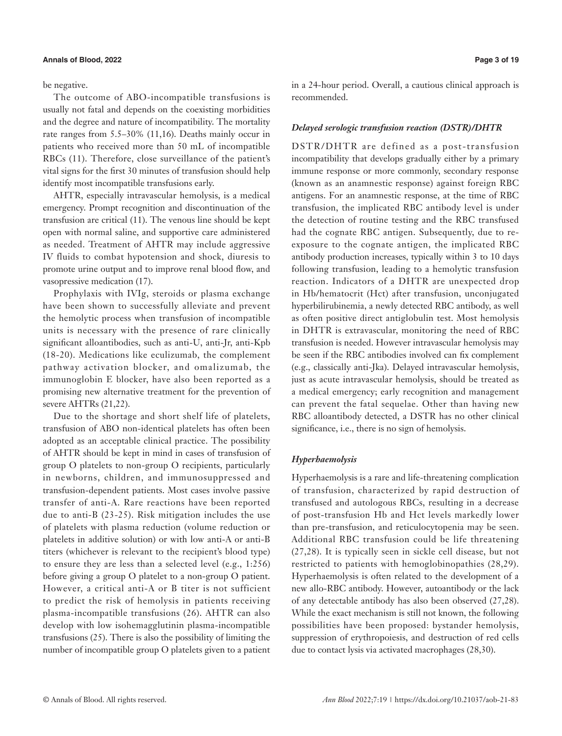be negative.

The outcome of ABO-incompatible transfusions is usually not fatal and depends on the coexisting morbidities and the degree and nature of incompatibility. The mortality rate ranges from 5.5–30% (11,16). Deaths mainly occur in patients who received more than 50 mL of incompatible RBCs (11). Therefore, close surveillance of the patient's vital signs for the first 30 minutes of transfusion should help identify most incompatible transfusions early.

AHTR, especially intravascular hemolysis, is a medical emergency. Prompt recognition and discontinuation of the transfusion are critical (11). The venous line should be kept open with normal saline, and supportive care administered as needed. Treatment of AHTR may include aggressive IV fluids to combat hypotension and shock, diuresis to promote urine output and to improve renal blood flow, and vasopressive medication (17).

Prophylaxis with IVIg, steroids or plasma exchange have been shown to successfully alleviate and prevent the hemolytic process when transfusion of incompatible units is necessary with the presence of rare clinically significant alloantibodies, such as anti-U, anti-Jr, anti-Kpb (18-20). Medications like eculizumab, the complement pathway activation blocker, and omalizumab, the immunoglobin E blocker, have also been reported as a promising new alternative treatment for the prevention of severe AHTRs (21,22).

Due to the shortage and short shelf life of platelets, transfusion of ABO non-identical platelets has often been adopted as an acceptable clinical practice. The possibility of AHTR should be kept in mind in cases of transfusion of group O platelets to non-group O recipients, particularly in newborns, children, and immunosuppressed and transfusion-dependent patients. Most cases involve passive transfer of anti-A. Rare reactions have been reported due to anti-B (23-25). Risk mitigation includes the use of platelets with plasma reduction (volume reduction or platelets in additive solution) or with low anti-A or anti-B titers (whichever is relevant to the recipient's blood type) to ensure they are less than a selected level (e.g., 1:256) before giving a group O platelet to a non-group O patient. However, a critical anti-A or B titer is not sufficient to predict the risk of hemolysis in patients receiving plasma-incompatible transfusions (26). AHTR can also develop with low isohemagglutinin plasma-incompatible transfusions (25). There is also the possibility of limiting the number of incompatible group O platelets given to a patient in a 24-hour period. Overall, a cautious clinical approach is recommended.

### *Delayed serologic transfusion reaction (DSTR)/DHTR*

DSTR/DHTR are defined as a post-transfusion incompatibility that develops gradually either by a primary immune response or more commonly, secondary response (known as an anamnestic response) against foreign RBC antigens. For an anamnestic response, at the time of RBC transfusion, the implicated RBC antibody level is under the detection of routine testing and the RBC transfused had the cognate RBC antigen. Subsequently, due to re-exposure to the cognate antigen, the implicated RBC antibody production increases, typically within 3 to 10 days following transfusion, leading to a hemolytic transfusion reaction. Indicators of a DHTR are unexpected drop in Hb/hematocrit (Hct) after transfusion, unconjugated hyperbilirubinemia, a newly detected RBC antibody, as well as often positive direct antiglobulin test. Most hemolysis in DHTR is extravascular, monitoring the need of RBC transfusion is needed. However intravascular hemolysis may be seen if the RBC antibodies involved can fix complement (e.g., classically anti-Jka). Delayed intravascular hemolysis, just as acute intravascular hemolysis, should be treated as a medical emergency; early recognition and management can prevent the fatal sequelae. Other than having new RBC alloantibody detected, a DSTR has no other clinical significance, i.e., there is no sign of hemolysis.

### *Hyperhaemolysis*

Hyperhaemolysis is a rare and life-threatening complication of transfusion, characterized by rapid destruction of transfused and autologous RBCs, resulting in a decrease of post-transfusion Hb and Hct levels markedly lower than pre-transfusion, and reticulocytopenia may be seen. Additional RBC transfusion could be life threatening (27,28). It is typically seen in sickle cell disease, but not restricted to patients with hemoglobinopathies (28,29). Hyperhaemolysis is often related to the development of a new allo-RBC antibody. However, autoantibody or the lack of any detectable antibody has also been observed (27,28). While the exact mechanism is still not known, the following possibilities have been proposed: bystander hemolysis, suppression of erythropoiesis, and destruction of red cells due to contact lysis via activated macrophages (28,30).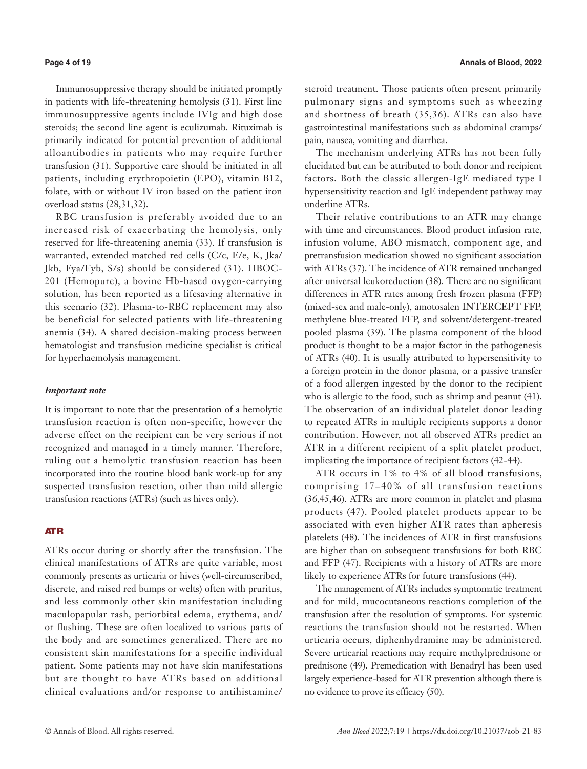Immunosuppressive therapy should be initiated promptly in patients with life-threatening hemolysis (31). First line immunosuppressive agents include IVIg and high dose steroids; the second line agent is eculizumab. Rituximab is primarily indicated for potential prevention of additional alloantibodies in patients who may require further transfusion (31). Supportive care should be initiated in all patients, including erythropoietin (EPO), vitamin B12, folate, with or without IV iron based on the patient iron overload status (28,31,32).

RBC transfusion is preferably avoided due to an increased risk of exacerbating the hemolysis, only reserved for life-threatening anemia (33). If transfusion is warranted, extended matched red cells (C/c, E/e, K, Jka/Jkb, Fya/Fyb, S/s) should be considered (31). HBOC-201 (Hemopure), a bovine Hb-based oxygen-carrying solution, has been reported as a lifesaving alternative in this scenario (32). Plasma-to-RBC replacement may also be beneficial for selected patients with life-threatening anemia (34). A shared decision-making process between hematologist and transfusion medicine specialist is critical for hyperhaemolysis management.

### *Important note*

It is important to note that the presentation of a hemolytic transfusion reaction is often non-specific, however the adverse effect on the recipient can be very serious if not recognized and managed in a timely manner. Therefore, ruling out a hemolytic transfusion reaction has been incorporated into the routine blood bank work-up for any suspected transfusion reaction, other than mild allergic transfusion reactions (ATRs) (such as hives only).

## ATR

ATRs occur during or shortly after the transfusion. The clinical manifestations of ATRs are quite variable, most commonly presents as urticaria or hives (well-circumscribed, discrete, and raised red bumps or welts) often with pruritus, and less commonly other skin manifestation including maculopapular rash, periorbital edema, erythema, and/or flushing. These are often localized to various parts of the body and are sometimes generalized. There are no consistent skin manifestations for a specific individual patient. Some patients may not have skin manifestations but are thought to have ATRs based on additional clinical evaluations and/or response to antihistamine/steroid treatment. Those patients often present primarily pulmonary signs and symptoms such as wheezing and shortness of breath (35,36). ATRs can also have gastrointestinal manifestations such as abdominal cramps/pain, nausea, vomiting and diarrhea.

The mechanism underlying ATRs has not been fully elucidated but can be attributed to both donor and recipient factors. Both the classic allergen-IgE mediated type I hypersensitivity reaction and IgE independent pathway may underline ATRs.

Their relative contributions to an ATR may change with time and circumstances. Blood product infusion rate, infusion volume, ABO mismatch, component age, and pretransfusion medication showed no significant association with ATRs (37). The incidence of ATR remained unchanged after universal leukoreduction (38). There are no significant differences in ATR rates among fresh frozen plasma (FFP) (mixed-sex and male-only), amotosalen INTERCEPT FFP, methylene blue-treated FFP, and solvent/detergent-treated pooled plasma (39). The plasma component of the blood product is thought to be a major factor in the pathogenesis of ATRs (40). It is usually attributed to hypersensitivity to a foreign protein in the donor plasma, or a passive transfer of a food allergen ingested by the donor to the recipient who is allergic to the food, such as shrimp and peanut (41). The observation of an individual platelet donor leading to repeated ATRs in multiple recipients supports a donor contribution. However, not all observed ATRs predict an ATR in a different recipient of a split platelet product, implicating the importance of recipient factors (42-44).

ATR occurs in 1% to 4% of all blood transfusions, comprising 17–40% of all transfusion reactions (36,45,46). ATRs are more common in platelet and plasma products (47). Pooled platelet products appear to be associated with even higher ATR rates than apheresis platelets (48). The incidences of ATR in first transfusions are higher than on subsequent transfusions for both RBC and FFP (47). Recipients with a history of ATRs are more likely to experience ATRs for future transfusions (44).

The management of ATRs includes symptomatic treatment and for mild, mucocutaneous reactions completion of the transfusion after the resolution of symptoms. For systemic reactions the transfusion should not be restarted. When urticaria occurs, diphenhydramine may be administered. Severe urticarial reactions may require methylprednisone or prednisone (49). Premedication with Benadryl has been used largely experience-based for ATR prevention although there is no evidence to prove its efficacy (50).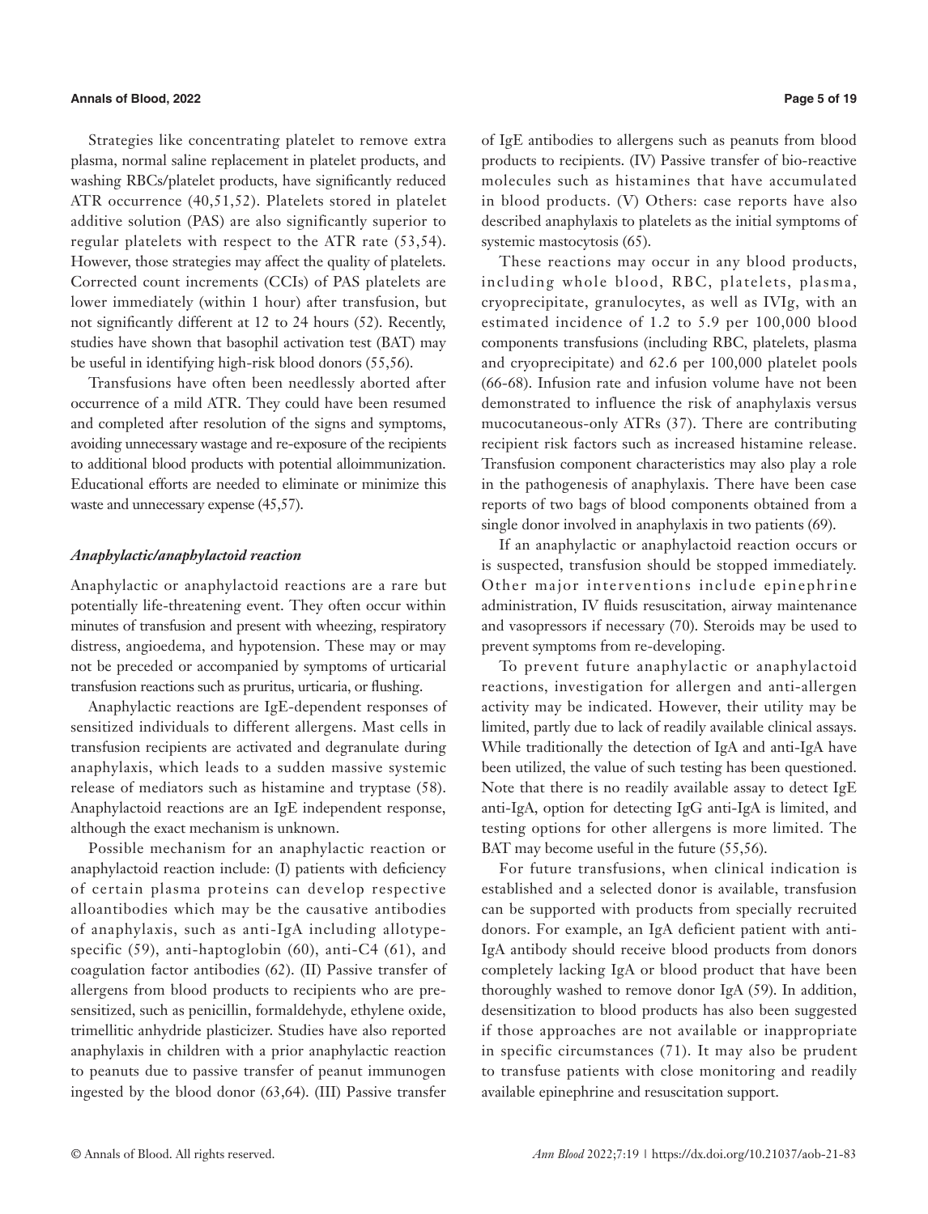Strategies like concentrating platelet to remove extra plasma, normal saline replacement in platelet products, and washing RBCs/platelet products, have significantly reduced ATR occurrence (40,51,52). Platelets stored in platelet additive solution (PAS) are also significantly superior to regular platelets with respect to the ATR rate (53,54). However, those strategies may affect the quality of platelets. Corrected count increments (CCIs) of PAS platelets are lower immediately (within 1 hour) after transfusion, but not significantly different at 12 to 24 hours (52). Recently, studies have shown that basophil activation test (BAT) may be useful in identifying high-risk blood donors (55,56).

Transfusions have often been needlessly aborted after occurrence of a mild ATR. They could have been resumed and completed after resolution of the signs and symptoms, avoiding unnecessary wastage and re-exposure of the recipients to additional blood products with potential alloimmunization. Educational efforts are needed to eliminate or minimize this waste and unnecessary expense (45,57).

### *Anaphylactic/anaphylactoid reaction*

Anaphylactic or anaphylactoid reactions are a rare but potentially life-threatening event. They often occur within minutes of transfusion and present with wheezing, respiratory distress, angioedema, and hypotension. These may or may not be preceded or accompanied by symptoms of urticarial transfusion reactions such as pruritus, urticaria, or flushing.

Anaphylactic reactions are IgE-dependent responses of sensitized individuals to different allergens. Mast cells in transfusion recipients are activated and degranulate during anaphylaxis, which leads to a sudden massive systemic release of mediators such as histamine and tryptase (58). Anaphylactoid reactions are an IgE independent response, although the exact mechanism is unknown.

Possible mechanism for an anaphylactic reaction or anaphylactoid reaction include: (I) patients with deficiency of certain plasma proteins can develop respective alloantibodies which may be the causative antibodies of anaphylaxis, such as anti-IgA including allotype-specific (59), anti-haptoglobin (60), anti-C4 (61), and coagulation factor antibodies (62). (II) Passive transfer of allergens from blood products to recipients who are pre-sensitized, such as penicillin, formaldehyde, ethylene oxide, trimellitic anhydride plasticizer. Studies have also reported anaphylaxis in children with a prior anaphylactic reaction to peanuts due to passive transfer of peanut immunogen ingested by the blood donor (63,64). (III) Passive transfer of IgE antibodies to allergens such as peanuts from blood products to recipients. (IV) Passive transfer of bio-reactive molecules such as histamines that have accumulated in blood products. (V) Others: case reports have also described anaphylaxis to platelets as the initial symptoms of systemic mastocytosis (65).

These reactions may occur in any blood products, including whole blood, RBC, platelets, plasma, cryoprecipitate, granulocytes, as well as IVIg, with an estimated incidence of 1.2 to 5.9 per 100,000 blood components transfusions (including RBC, platelets, plasma and cryoprecipitate) and 62.6 per 100,000 platelet pools (66-68). Infusion rate and infusion volume have not been demonstrated to influence the risk of anaphylaxis versus mucocutaneous-only ATRs (37). There are contributing recipient risk factors such as increased histamine release. Transfusion component characteristics may also play a role in the pathogenesis of anaphylaxis. There have been case reports of two bags of blood components obtained from a single donor involved in anaphylaxis in two patients (69).

If an anaphylactic or anaphylactoid reaction occurs or is suspected, transfusion should be stopped immediately. Other major interventions include epinephrine administration, IV fluids resuscitation, airway maintenance and vasopressors if necessary (70). Steroids may be used to prevent symptoms from re-developing.

To prevent future anaphylactic or anaphylactoid reactions, investigation for allergen and anti-allergen activity may be indicated. However, their utility may be limited, partly due to lack of readily available clinical assays. While traditionally the detection of IgA and anti-IgA have been utilized, the value of such testing has been questioned. Note that there is no readily available assay to detect IgE anti-IgA, option for detecting IgG anti-IgA is limited, and testing options for other allergens is more limited. The BAT may become useful in the future (55,56).

For future transfusions, when clinical indication is established and a selected donor is available, transfusion can be supported with products from specially recruited donors. For example, an IgA deficient patient with anti-IgA antibody should receive blood products from donors completely lacking IgA or blood product that have been thoroughly washed to remove donor IgA (59). In addition, desensitization to blood products has also been suggested if those approaches are not available or inappropriate in specific circumstances (71). It may also be prudent to transfuse patients with close monitoring and readily available epinephrine and resuscitation support.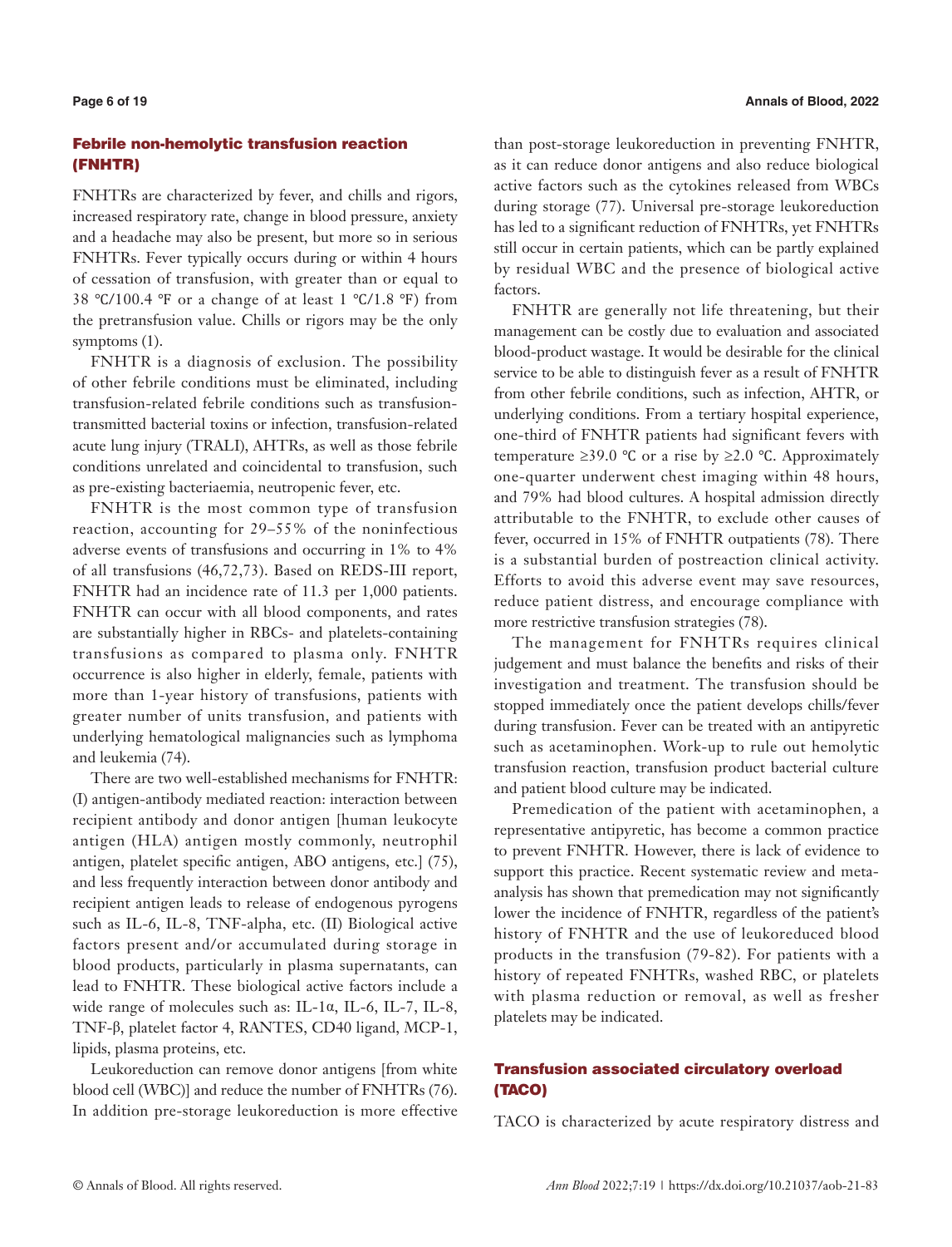## Febrile non-hemolytic transfusion reaction (FNHTR)

FNHTRs are characterized by fever, and chills and rigors, increased respiratory rate, change in blood pressure, anxiety and a headache may also be present, but more so in serious FNHTRs. Fever typically occurs during or within 4 hours of cessation of transfusion, with greater than or equal to 38 ℃/100.4 ℉ or a change of at least 1 ℃/1.8 ℉) from the pretransfusion value. Chills or rigors may be the only symptoms (1).

FNHTR is a diagnosis of exclusion. The possibility of other febrile conditions must be eliminated, including transfusion-related febrile conditions such as transfusion-transmitted bacterial toxins or infection, transfusion-related acute lung injury (TRALI), AHTRs, as well as those febrile conditions unrelated and coincidental to transfusion, such as pre-existing bacteriaemia, neutropenic fever, etc.

FNHTR is the most common type of transfusion reaction, accounting for 29–55% of the noninfectious adverse events of transfusions and occurring in 1% to 4% of all transfusions (46,72,73). Based on REDS-III report, FNHTR had an incidence rate of 11.3 per 1,000 patients. FNHTR can occur with all blood components, and rates are substantially higher in RBCs- and platelets-containing transfusions as compared to plasma only. FNHTR occurrence is also higher in elderly, female, patients with more than 1-year history of transfusions, patients with greater number of units transfusion, and patients with underlying hematological malignancies such as lymphoma and leukemia (74).

There are two well-established mechanisms for FNHTR: (I) antigen-antibody mediated reaction: interaction between recipient antibody and donor antigen [human leukocyte antigen (HLA) antigen mostly commonly, neutrophil antigen, platelet specific antigen, ABO antigens, etc.] (75), and less frequently interaction between donor antibody and recipient antigen leads to release of endogenous pyrogens such as IL-6, IL-8, TNF-alpha, etc. (II) Biological active factors present and/or accumulated during storage in blood products, particularly in plasma supernatants, can lead to FNHTR. These biological active factors include a wide range of molecules such as: IL-1α, IL-6, IL-7, IL-8, TNF-β, platelet factor 4, RANTES, CD40 ligand, MCP-1, lipids, plasma proteins, etc.

Leukoreduction can remove donor antigens [from white blood cell (WBC)] and reduce the number of FNHTRs (76). In addition pre-storage leukoreduction is more effective than post-storage leukoreduction in preventing FNHTR, as it can reduce donor antigens and also reduce biological active factors such as the cytokines released from WBCs during storage (77). Universal pre-storage leukoreduction has led to a significant reduction of FNHTRs, yet FNHTRs still occur in certain patients, which can be partly explained by residual WBC and the presence of biological active factors.

FNHTR are generally not life threatening, but their management can be costly due to evaluation and associated blood-product wastage. It would be desirable for the clinical service to be able to distinguish fever as a result of FNHTR from other febrile conditions, such as infection, AHTR, or underlying conditions. From a tertiary hospital experience, one-third of FNHTR patients had significant fevers with temperature ≥39.0 ℃ or a rise by ≥2.0 ℃. Approximately one-quarter underwent chest imaging within 48 hours, and 79% had blood cultures. A hospital admission directly attributable to the FNHTR, to exclude other causes of fever, occurred in 15% of FNHTR outpatients (78). There is a substantial burden of postreaction clinical activity. Efforts to avoid this adverse event may save resources, reduce patient distress, and encourage compliance with more restrictive transfusion strategies (78).

The management for FNHTRs requires clinical judgement and must balance the benefits and risks of their investigation and treatment. The transfusion should be stopped immediately once the patient develops chills/fever during transfusion. Fever can be treated with an antipyretic such as acetaminophen. Work-up to rule out hemolytic transfusion reaction, transfusion product bacterial culture and patient blood culture may be indicated.

Premedication of the patient with acetaminophen, a representative antipyretic, has become a common practice to prevent FNHTR. However, there is lack of evidence to support this practice. Recent systematic review and meta-analysis has shown that premedication may not significantly lower the incidence of FNHTR, regardless of the patient's history of FNHTR and the use of leukoreduced blood products in the transfusion (79-82). For patients with a history of repeated FNHTRs, washed RBC, or platelets with plasma reduction or removal, as well as fresher platelets may be indicated.

## Transfusion associated circulatory overload (TACO)

TACO is characterized by acute respiratory distress and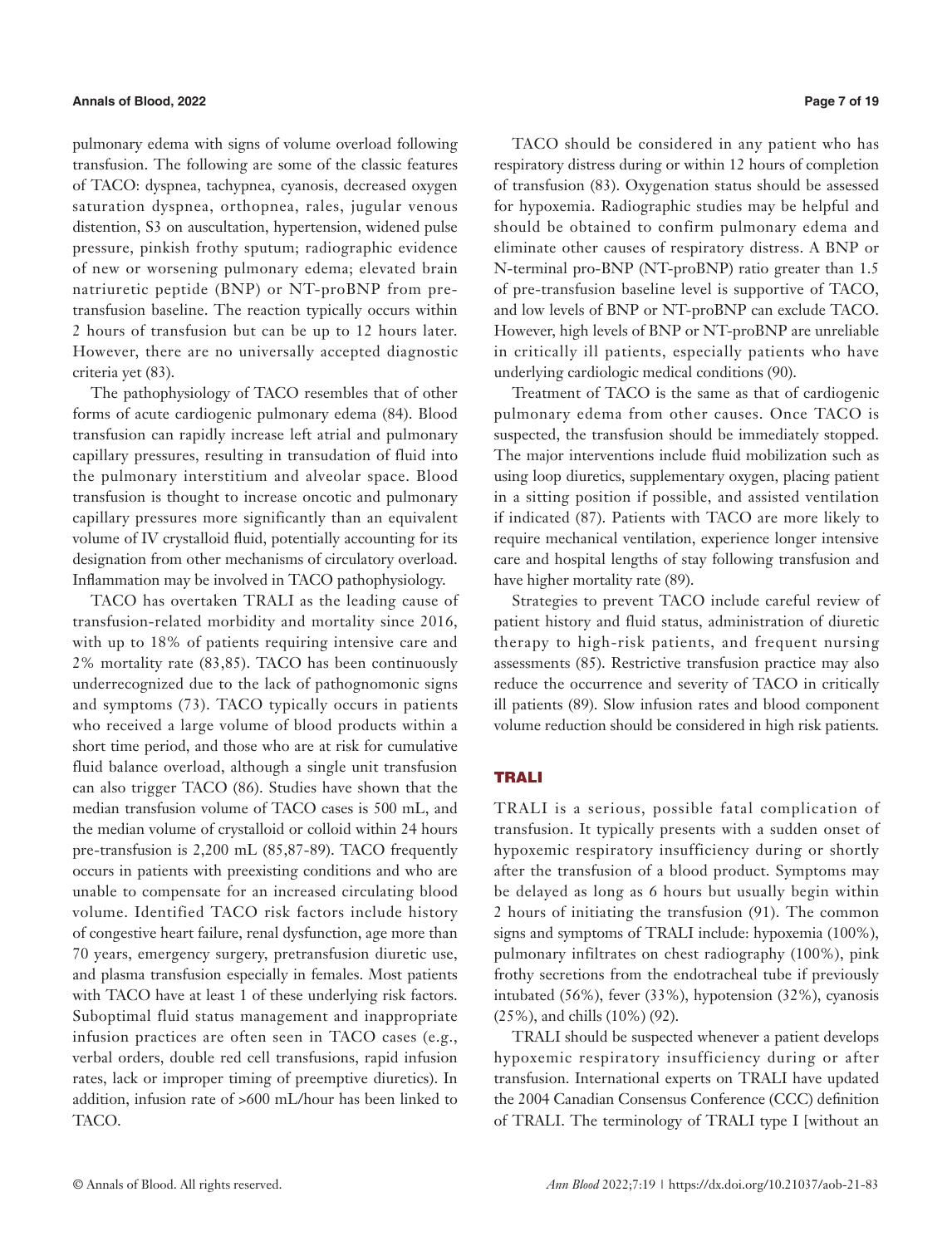pulmonary edema with signs of volume overload following transfusion. The following are some of the classic features of TACO: dyspnea, tachypnea, cyanosis, decreased oxygen saturation dyspnea, orthopnea, rales, jugular venous distention, S3 on auscultation, hypertension, widened pulse pressure, pinkish frothy sputum; radiographic evidence of new or worsening pulmonary edema; elevated brain natriuretic peptide (BNP) or NT-proBNP from pre-transfusion baseline. The reaction typically occurs within 2 hours of transfusion but can be up to 12 hours later. However, there are no universally accepted diagnostic criteria yet (83).

The pathophysiology of TACO resembles that of other forms of acute cardiogenic pulmonary edema (84). Blood transfusion can rapidly increase left atrial and pulmonary capillary pressures, resulting in transudation of fluid into the pulmonary interstitium and alveolar space. Blood transfusion is thought to increase oncotic and pulmonary capillary pressures more significantly than an equivalent volume of IV crystalloid fluid, potentially accounting for its designation from other mechanisms of circulatory overload. Inflammation may be involved in TACO pathophysiology.

TACO has overtaken TRALI as the leading cause of transfusion-related morbidity and mortality since 2016, with up to 18% of patients requiring intensive care and 2% mortality rate (83,85). TACO has been continuously underrecognized due to the lack of pathognomonic signs and symptoms (73). TACO typically occurs in patients who received a large volume of blood products within a short time period, and those who are at risk for cumulative fluid balance overload, although a single unit transfusion can also trigger TACO (86). Studies have shown that the median transfusion volume of TACO cases is 500 mL, and the median volume of crystalloid or colloid within 24 hours pre-transfusion is 2,200 mL (85,87-89). TACO frequently occurs in patients with preexisting conditions and who are unable to compensate for an increased circulating blood volume. Identified TACO risk factors include history of congestive heart failure, renal dysfunction, age more than 70 years, emergency surgery, pretransfusion diuretic use, and plasma transfusion especially in females. Most patients with TACO have at least 1 of these underlying risk factors. Suboptimal fluid status management and inappropriate infusion practices are often seen in TACO cases (e.g., verbal orders, double red cell transfusions, rapid infusion rates, lack or improper timing of preemptive diuretics). In addition, infusion rate of >600 mL/hour has been linked to TACO.

TACO should be considered in any patient who has respiratory distress during or within 12 hours of completion of transfusion (83). Oxygenation status should be assessed for hypoxemia. Radiographic studies may be helpful and should be obtained to confirm pulmonary edema and eliminate other causes of respiratory distress. A BNP or N-terminal pro-BNP (NT-proBNP) ratio greater than 1.5 of pre-transfusion baseline level is supportive of TACO, and low levels of BNP or NT-proBNP can exclude TACO. However, high levels of BNP or NT-proBNP are unreliable in critically ill patients, especially patients who have underlying cardiologic medical conditions (90).

Treatment of TACO is the same as that of cardiogenic pulmonary edema from other causes. Once TACO is suspected, the transfusion should be immediately stopped. The major interventions include fluid mobilization such as using loop diuretics, supplementary oxygen, placing patient in a sitting position if possible, and assisted ventilation if indicated (87). Patients with TACO are more likely to require mechanical ventilation, experience longer intensive care and hospital lengths of stay following transfusion and have higher mortality rate (89).

Strategies to prevent TACO include careful review of patient history and fluid status, administration of diuretic therapy to high-risk patients, and frequent nursing assessments (85). Restrictive transfusion practice may also reduce the occurrence and severity of TACO in critically ill patients (89). Slow infusion rates and blood component volume reduction should be considered in high risk patients.

## TRALI

TRALI is a serious, possible fatal complication of transfusion. It typically presents with a sudden onset of hypoxemic respiratory insufficiency during or shortly after the transfusion of a blood product. Symptoms may be delayed as long as 6 hours but usually begin within 2 hours of initiating the transfusion (91). The common signs and symptoms of TRALI include: hypoxemia (100%), pulmonary infiltrates on chest radiography (100%), pink frothy secretions from the endotracheal tube if previously intubated (56%), fever (33%), hypotension (32%), cyanosis (25%), and chills (10%) (92).

TRALI should be suspected whenever a patient develops hypoxemic respiratory insufficiency during or after transfusion. International experts on TRALI have updated the 2004 Canadian Consensus Conference (CCC) definition of TRALI. The terminology of TRALI type I [without an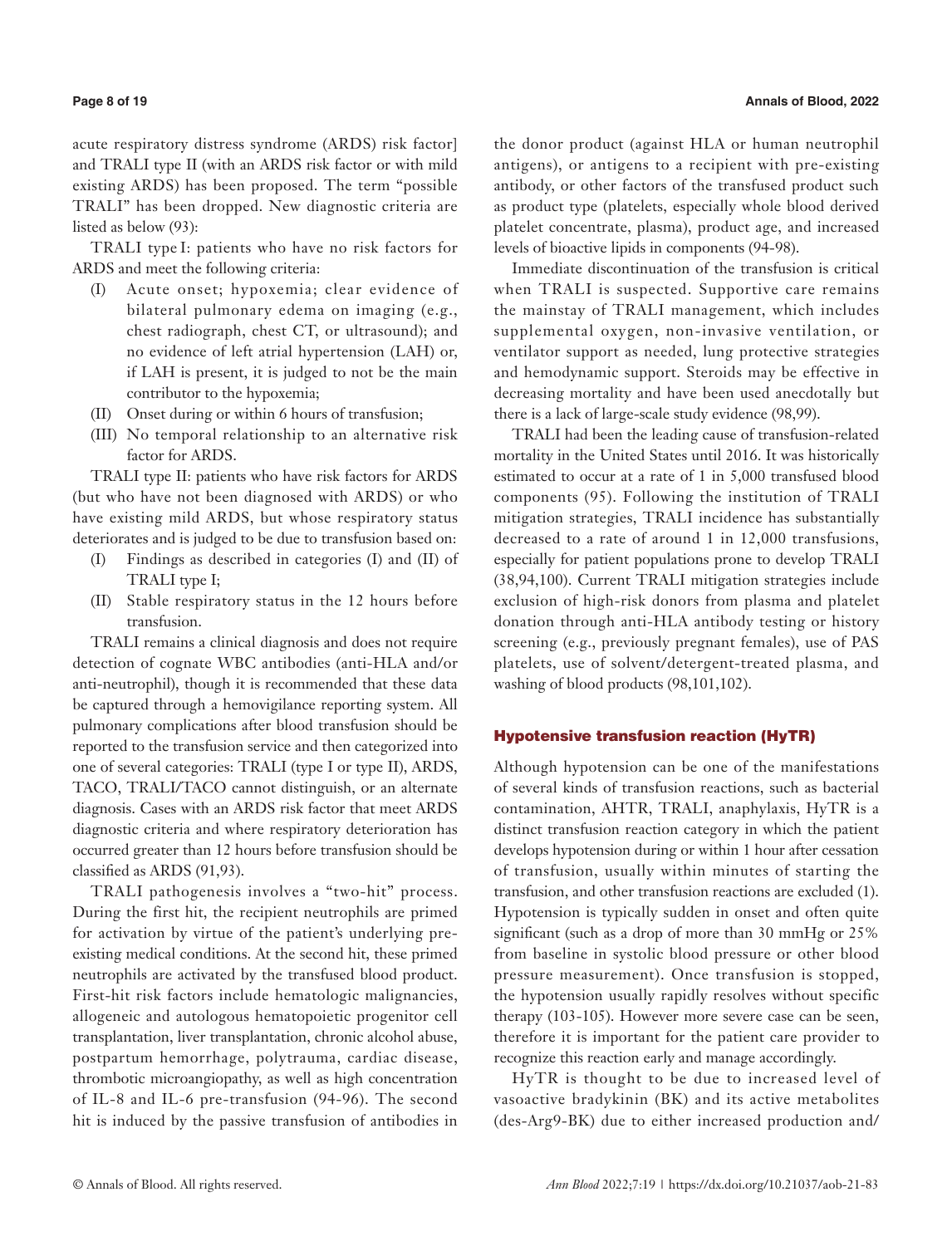acute respiratory distress syndrome (ARDS) risk factor] and TRALI type II (with an ARDS risk factor or with mild existing ARDS) has been proposed. The term "possible TRALI" has been dropped. New diagnostic criteria are listed as below (93):

TRALI type I: patients who have no risk factors for ARDS and meet the following criteria:

- (I) Acute onset; hypoxemia; clear evidence of bilateral pulmonary edema on imaging (e.g., chest radiograph, chest CT, or ultrasound); and no evidence of left atrial hypertension (LAH) or, if LAH is present, it is judged to not be the main contributor to the hypoxemia;
- (II) Onset during or within 6 hours of transfusion;
- (III) No temporal relationship to an alternative risk factor for ARDS.

TRALI type II: patients who have risk factors for ARDS (but who have not been diagnosed with ARDS) or who have existing mild ARDS, but whose respiratory status deteriorates and is judged to be due to transfusion based on:

- (I) Findings as described in categories (I) and (II) of TRALI type I;
- (II) Stable respiratory status in the 12 hours before transfusion.

TRALI remains a clinical diagnosis and does not require detection of cognate WBC antibodies (anti-HLA and/or anti-neutrophil), though it is recommended that these data be captured through a hemovigilance reporting system. All pulmonary complications after blood transfusion should be reported to the transfusion service and then categorized into one of several categories: TRALI (type I or type II), ARDS, TACO, TRALI/TACO cannot distinguish, or an alternate diagnosis. Cases with an ARDS risk factor that meet ARDS diagnostic criteria and where respiratory deterioration has occurred greater than 12 hours before transfusion should be classified as ARDS (91,93).

TRALI pathogenesis involves a "two-hit" process. During the first hit, the recipient neutrophils are primed for activation by virtue of the patient's underlying pre-existing medical conditions. At the second hit, these primed neutrophils are activated by the transfused blood product. First-hit risk factors include hematologic malignancies, allogeneic and autologous hematopoietic progenitor cell transplantation, liver transplantation, chronic alcohol abuse, postpartum hemorrhage, polytrauma, cardiac disease, thrombotic microangiopathy, as well as high concentration of IL-8 and IL-6 pre-transfusion (94-96). The second hit is induced by the passive transfusion of antibodies in the donor product (against HLA or human neutrophil antigens), or antigens to a recipient with pre-existing antibody, or other factors of the transfused product such as product type (platelets, especially whole blood derived platelet concentrate, plasma), product age, and increased levels of bioactive lipids in components (94-98).

Immediate discontinuation of the transfusion is critical when TRALI is suspected. Supportive care remains the mainstay of TRALI management, which includes supplemental oxygen, non-invasive ventilation, or ventilator support as needed, lung protective strategies and hemodynamic support. Steroids may be effective in decreasing mortality and have been used anecdotally but there is a lack of large-scale study evidence (98,99).

TRALI had been the leading cause of transfusion-related mortality in the United States until 2016. It was historically estimated to occur at a rate of 1 in 5,000 transfused blood components (95). Following the institution of TRALI mitigation strategies, TRALI incidence has substantially decreased to a rate of around 1 in 12,000 transfusions, especially for patient populations prone to develop TRALI (38,94,100). Current TRALI mitigation strategies include exclusion of high-risk donors from plasma and platelet donation through anti-HLA antibody testing or history screening (e.g., previously pregnant females), use of PAS platelets, use of solvent/detergent-treated plasma, and washing of blood products (98,101,102).

## Hypotensive transfusion reaction (HyTR)

Although hypotension can be one of the manifestations of several kinds of transfusion reactions, such as bacterial contamination, AHTR, TRALI, anaphylaxis, HyTR is a distinct transfusion reaction category in which the patient develops hypotension during or within 1 hour after cessation of transfusion, usually within minutes of starting the transfusion, and other transfusion reactions are excluded (1). Hypotension is typically sudden in onset and often quite significant (such as a drop of more than 30 mmHg or 25% from baseline in systolic blood pressure or other blood pressure measurement). Once transfusion is stopped, the hypotension usually rapidly resolves without specific therapy (103-105). However more severe case can be seen, therefore it is important for the patient care provider to recognize this reaction early and manage accordingly.

HyTR is thought to be due to increased level of vasoactive bradykinin (BK) and its active metabolites (des-Arg9-BK) due to either increased production and/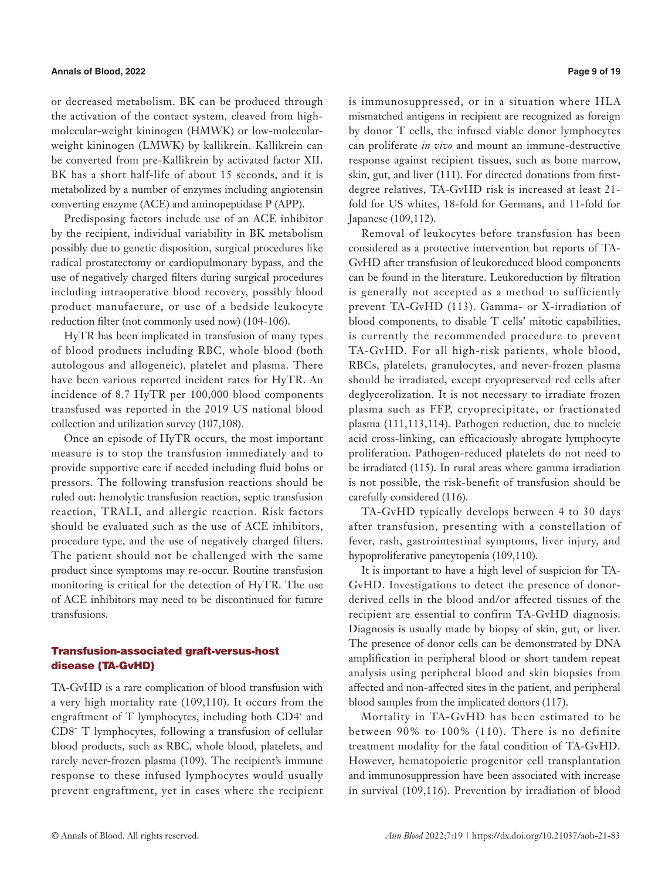or decreased metabolism. BK can be produced through the activation of the contact system, cleaved from high-molecular-weight kininogen (HMWK) or low-molecular-weight kininogen (LMWK) by kallikrein. Kallikrein can be converted from pre-Kallikrein by activated factor XII. BK has a short half-life of about 15 seconds, and it is metabolized by a number of enzymes including angiotensin converting enzyme (ACE) and aminopeptidase P (APP).

Predisposing factors include use of an ACE inhibitor by the recipient, individual variability in BK metabolism possibly due to genetic disposition, surgical procedures like radical prostatectomy or cardiopulmonary bypass, and the use of negatively charged filters during surgical procedures including intraoperative blood recovery, possibly blood product manufacture, or use of a bedside leukocyte reduction filter (not commonly used now) (104-106).

HyTR has been implicated in transfusion of many types of blood products including RBC, whole blood (both autologous and allogeneic), platelet and plasma. There have been various reported incident rates for HyTR. An incidence of 8.7 HyTR per 100,000 blood components transfused was reported in the 2019 US national blood collection and utilization survey (107,108).

Once an episode of HyTR occurs, the most important measure is to stop the transfusion immediately and to provide supportive care if needed including fluid bolus or pressors. The following transfusion reactions should be ruled out: hemolytic transfusion reaction, septic transfusion reaction, TRALI, and allergic reaction. Risk factors should be evaluated such as the use of ACE inhibitors, procedure type, and the use of negatively charged filters. The patient should not be challenged with the same product since symptoms may re-occur. Routine transfusion monitoring is critical for the detection of HyTR. The use of ACE inhibitors may need to be discontinued for future transfusions.

## Transfusion-associated graft-versus-host disease (TA-GvHD)

TA-GvHD is a rare complication of blood transfusion with a very high mortality rate (109,110). It occurs from the engraftment of T lymphocytes, including both $CD4^+$ and $CD8^+$ T lymphocytes, following a transfusion of cellular blood products, such as RBC, whole blood, platelets, and rarely never-frozen plasma (109). The recipient's immune response to these infused lymphocytes would usually prevent engraftment, yet in cases where the recipient is immunosuppressed, or in a situation where HLA mismatched antigens in recipient are recognized as foreign by donor T cells, the infused viable donor lymphocytes can proliferate *in vivo* and mount an immune-destructive response against recipient tissues, such as bone marrow, skin, gut, and liver (111). For directed donations from first-degree relatives, TA-GvHD risk is increased at least 21-fold for US whites, 18-fold for Germans, and 11-fold for Japanese (109,112).

Removal of leukocytes before transfusion has been considered as a protective intervention but reports of TA-GvHD after transfusion of leukoreduced blood components can be found in the literature. Leukoreduction by filtration is generally not accepted as a method to sufficiently prevent TA-GvHD (113). Gamma- or X-irradiation of blood components, to disable T cells' mitotic capabilities, is currently the recommended procedure to prevent TA-GvHD. For all high-risk patients, whole blood, RBCs, platelets, granulocytes, and never-frozen plasma should be irradiated, except cryopreserved red cells after deglycerolization. It is not necessary to irradiate frozen plasma such as FFP, cryoprecipitate, or fractionated plasma (111,113,114). Pathogen reduction, due to nucleic acid cross-linking, can efficaciously abrogate lymphocyte proliferation. Pathogen-reduced platelets do not need to be irradiated (115). In rural areas where gamma irradiation is not possible, the risk-benefit of transfusion should be carefully considered (116).

TA-GvHD typically develops between 4 to 30 days after transfusion, presenting with a constellation of fever, rash, gastrointestinal symptoms, liver injury, and hypoproliferative pancytopenia (109,110).

It is important to have a high level of suspicion for TA-GvHD. Investigations to detect the presence of donor-derived cells in the blood and/or affected tissues of the recipient are essential to confirm TA-GvHD diagnosis. Diagnosis is usually made by biopsy of skin, gut, or liver. The presence of donor cells can be demonstrated by DNA amplification in peripheral blood or short tandem repeat analysis using peripheral blood and skin biopsies from affected and non-affected sites in the patient, and peripheral blood samples from the implicated donors (117).

Mortality in TA-GvHD has been estimated to be between 90% to 100% (110). There is no definite treatment modality for the fatal condition of TA-GvHD. However, hematopoietic progenitor cell transplantation and immunosuppression have been associated with increase in survival (109,116). Prevention by irradiation of blood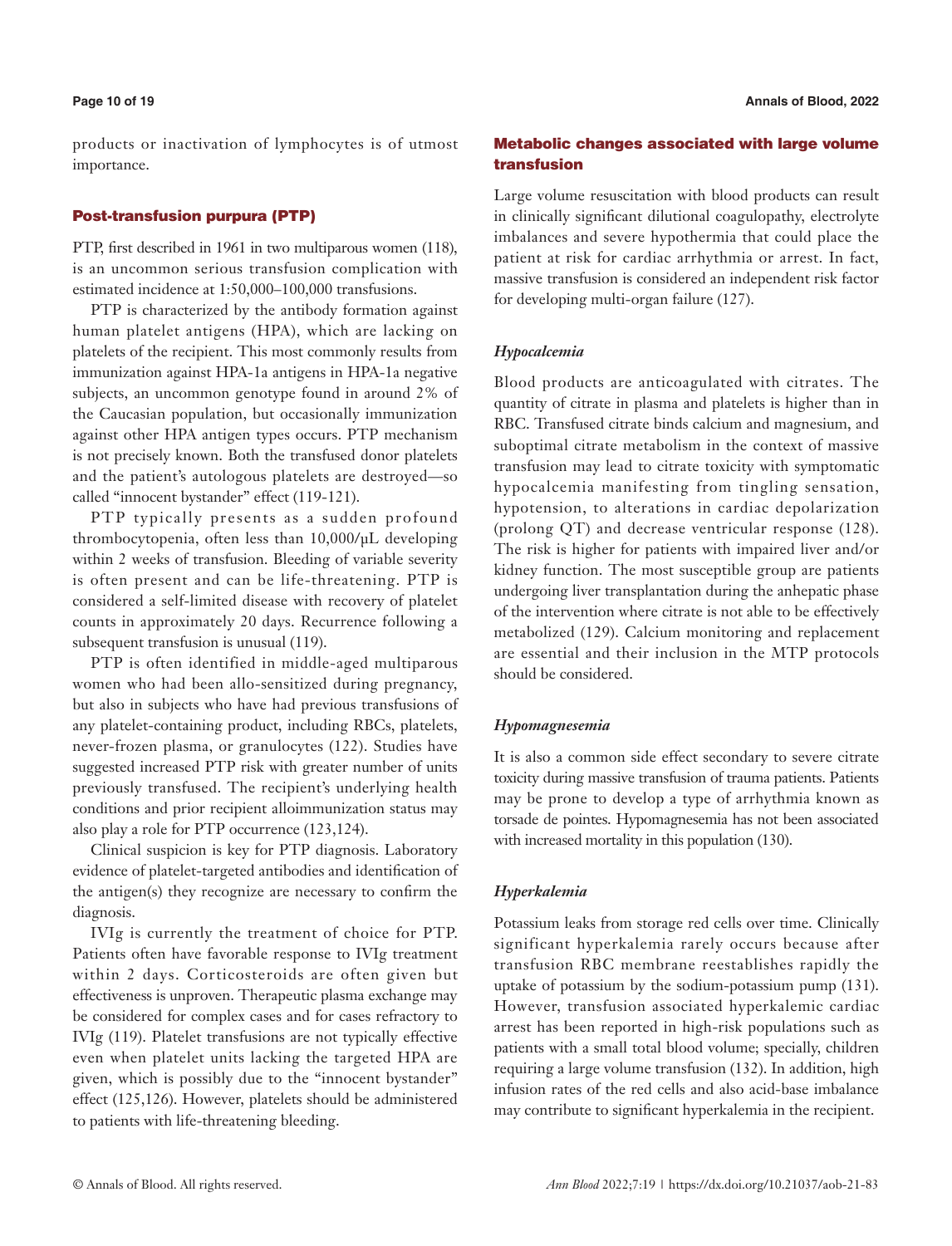products or inactivation of lymphocytes is of utmost importance.

## Post-transfusion purpura (PTP)

PTP, first described in 1961 in two multiparous women (118), is an uncommon serious transfusion complication with estimated incidence at 1:50,000–100,000 transfusions.

PTP is characterized by the antibody formation against human platelet antigens (HPA), which are lacking on platelets of the recipient. This most commonly results from immunization against HPA-1a antigens in HPA-1a negative subjects, an uncommon genotype found in around 2% of the Caucasian population, but occasionally immunization against other HPA antigen types occurs. PTP mechanism is not precisely known. Both the transfused donor platelets and the patient's autologous platelets are destroyed—so called "innocent bystander" effect (119-121).

PTP typically presents as a sudden profound thrombocytopenia, often less than 10,000/µL developing within 2 weeks of transfusion. Bleeding of variable severity is often present and can be life-threatening. PTP is considered a self-limited disease with recovery of platelet counts in approximately 20 days. Recurrence following a subsequent transfusion is unusual (119).

PTP is often identified in middle-aged multiparous women who had been allo-sensitized during pregnancy, but also in subjects who have had previous transfusions of any platelet-containing product, including RBCs, platelets, never-frozen plasma, or granulocytes (122). Studies have suggested increased PTP risk with greater number of units previously transfused. The recipient's underlying health conditions and prior recipient alloimmunization status may also play a role for PTP occurrence (123,124).

Clinical suspicion is key for PTP diagnosis. Laboratory evidence of platelet-targeted antibodies and identification of the antigen(s) they recognize are necessary to confirm the diagnosis.

IVIg is currently the treatment of choice for PTP. Patients often have favorable response to IVIg treatment within 2 days. Corticosteroids are often given but effectiveness is unproven. Therapeutic plasma exchange may be considered for complex cases and for cases refractory to IVIg (119). Platelet transfusions are not typically effective even when platelet units lacking the targeted HPA are given, which is possibly due to the "innocent bystander" effect (125,126). However, platelets should be administered to patients with life-threatening bleeding.

## Metabolic changes associated with large volume transfusion

Large volume resuscitation with blood products can result in clinically significant dilutional coagulopathy, electrolyte imbalances and severe hypothermia that could place the patient at risk for cardiac arrhythmia or arrest. In fact, massive transfusion is considered an independent risk factor for developing multi-organ failure (127).

### *Hypocalcemia*

Blood products are anticoagulated with citrates. The quantity of citrate in plasma and platelets is higher than in RBC. Transfused citrate binds calcium and magnesium, and suboptimal citrate metabolism in the context of massive transfusion may lead to citrate toxicity with symptomatic hypocalcemia manifesting from tingling sensation, hypotension, to alterations in cardiac depolarization (prolong QT) and decrease ventricular response (128). The risk is higher for patients with impaired liver and/or kidney function. The most susceptible group are patients undergoing liver transplantation during the anhepatic phase of the intervention where citrate is not able to be effectively metabolized (129). Calcium monitoring and replacement are essential and their inclusion in the MTP protocols should be considered.

### *Hypomagnesemia*

It is also a common side effect secondary to severe citrate toxicity during massive transfusion of trauma patients. Patients may be prone to develop a type of arrhythmia known as torsade de pointes. Hypomagnesemia has not been associated with increased mortality in this population (130).

### *Hyperkalemia*

Potassium leaks from storage red cells over time. Clinically significant hyperkalemia rarely occurs because after transfusion RBC membrane reestablishes rapidly the uptake of potassium by the sodium-potassium pump (131). However, transfusion associated hyperkalemic cardiac arrest has been reported in high-risk populations such as patients with a small total blood volume; specially, children requiring a large volume transfusion (132). In addition, high infusion rates of the red cells and also acid-base imbalance may contribute to significant hyperkalemia in the recipient.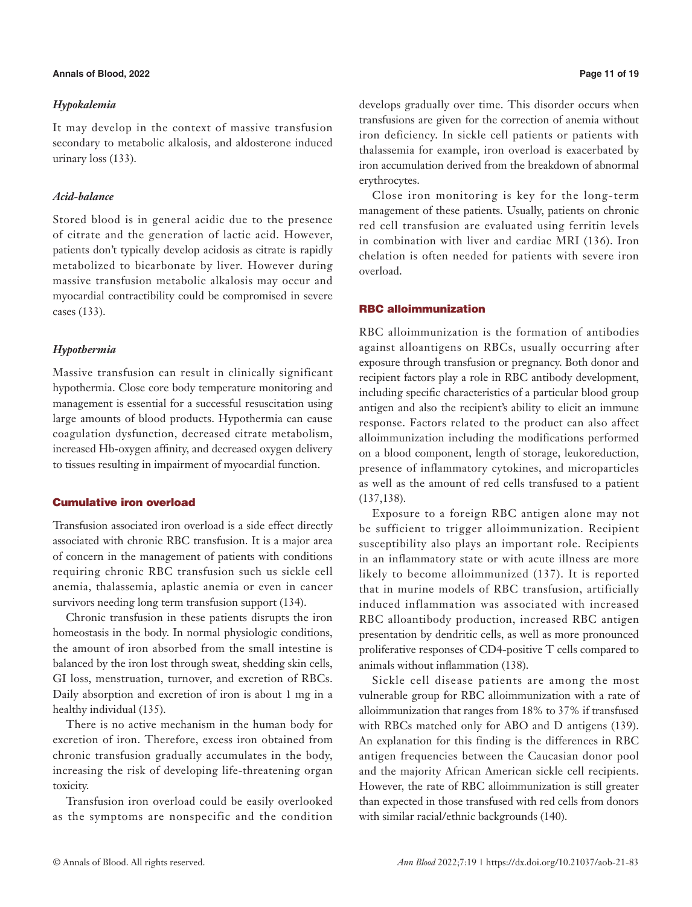### *Hypokalemia*

It may develop in the context of massive transfusion secondary to metabolic alkalosis, and aldosterone induced urinary loss (133).

### *Acid-balance*

Stored blood is in general acidic due to the presence of citrate and the generation of lactic acid. However, patients don't typically develop acidosis as citrate is rapidly metabolized to bicarbonate by liver. However during massive transfusion metabolic alkalosis may occur and myocardial contractility could be compromised in severe cases (133).

### *Hypothermia*

Massive transfusion can result in clinically significant hypothermia. Close core body temperature monitoring and management is essential for a successful resuscitation using large amounts of blood products. Hypothermia can cause coagulation dysfunction, decreased citrate metabolism, increased Hb-oxygen affinity, and decreased oxygen delivery to tissues resulting in impairment of myocardial function.

## Cumulative iron overload

Transfusion associated iron overload is a side effect directly associated with chronic RBC transfusion. It is a major area of concern in the management of patients with conditions requiring chronic RBC transfusion such us sickle cell anemia, thalassemia, aplastic anemia or even in cancer survivors needing long term transfusion support (134).

Chronic transfusion in these patients disrupts the iron homeostasis in the body. In normal physiologic conditions, the amount of iron absorbed from the small intestine is balanced by the iron lost through sweat, shedding skin cells, GI loss, menstruation, turnover, and excretion of RBCs. Daily absorption and excretion of iron is about 1 mg in a healthy individual (135).

There is no active mechanism in the human body for excretion of iron. Therefore, excess iron obtained from chronic transfusion gradually accumulates in the body, increasing the risk of developing life-threatening organ toxicity.

Transfusion iron overload could be easily overlooked as the symptoms are nonspecific and the condition develops gradually over time. This disorder occurs when transfusions are given for the correction of anemia without iron deficiency. In sickle cell patients or patients with thalassemia for example, iron overload is exacerbated by iron accumulation derived from the breakdown of abnormal erythrocytes.

Close iron monitoring is key for the long-term management of these patients. Usually, patients on chronic red cell transfusion are evaluated using ferritin levels in combination with liver and cardiac MRI (136). Iron chelation is often needed for patients with severe iron overload.

## RBC alloimmunization

RBC alloimmunization is the formation of antibodies against alloantigens on RBCs, usually occurring after exposure through transfusion or pregnancy. Both donor and recipient factors play a role in RBC antibody development, including specific characteristics of a particular blood group antigen and also the recipient's ability to elicit an immune response. Factors related to the product can also affect alloimmunization including the modifications performed on a blood component, length of storage, leukoreduction, presence of inflammatory cytokines, and microparticles as well as the amount of red cells transfused to a patient (137,138).

Exposure to a foreign RBC antigen alone may not be sufficient to trigger alloimmunization. Recipient susceptibility also plays an important role. Recipients in an inflammatory state or with acute illness are more likely to become alloimmunized (137). It is reported that in murine models of RBC transfusion, artificially induced inflammation was associated with increased RBC alloantibody production, increased RBC antigen presentation by dendritic cells, as well as more pronounced proliferative responses of CD4-positive T cells compared to animals without inflammation (138).

Sickle cell disease patients are among the most vulnerable group for RBC alloimmunization with a rate of alloimmunization that ranges from 18% to 37% if transfused with RBCs matched only for ABO and D antigens (139). An explanation for this finding is the differences in RBC antigen frequencies between the Caucasian donor pool and the majority African American sickle cell recipients. However, the rate of RBC alloimmunization is still greater than expected in those transfused with red cells from donors with similar racial/ethnic backgrounds (140).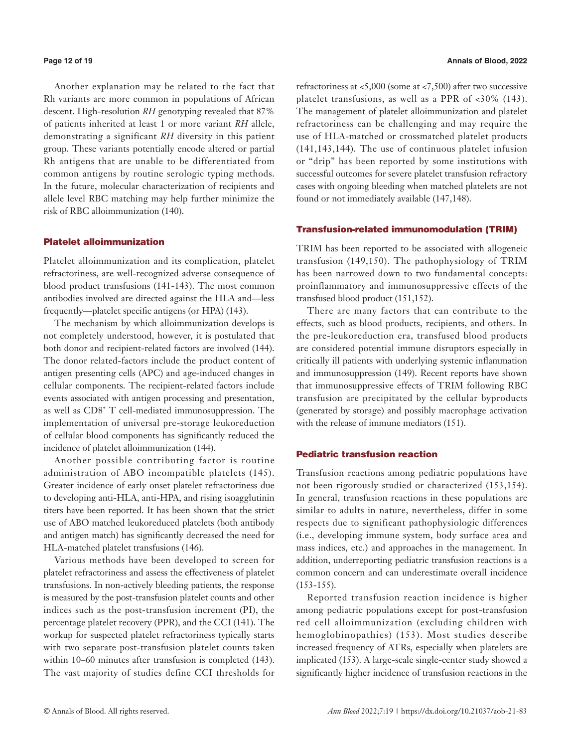Another explanation may be related to the fact that Rh variants are more common in populations of African descent. High-resolution *RH* genotyping revealed that 87% of patients inherited at least 1 or more variant *RH* allele, demonstrating a significant *RH* diversity in this patient group. These variants potentially encode altered or partial Rh antigens that are unable to be differentiated from common antigens by routine serologic typing methods. In the future, molecular characterization of recipients and allele level RBC matching may help further minimize the risk of RBC alloimmunization (140).

## Platelet alloimmunization

Platelet alloimmunization and its complication, platelet refractoriness, are well-recognized adverse consequence of blood product transfusions (141-143). The most common antibodies involved are directed against the HLA and—less frequently—platelet specific antigens (or HPA) (143).

The mechanism by which alloimmunization develops is not completely understood, however, it is postulated that both donor and recipient-related factors are involved (144). The donor related-factors include the product content of antigen presenting cells (APC) and age-induced changes in cellular components. The recipient-related factors include events associated with antigen processing and presentation, as well as $CD8^+$ T cell-mediated immunosuppression. The implementation of universal pre-storage leukoreduction of cellular blood components has significantly reduced the incidence of platelet alloimmunization (144).

Another possible contributing factor is routine administration of ABO incompatible platelets (145). Greater incidence of early onset platelet refractoriness due to developing anti-HLA, anti-HPA, and rising isoagglutinin titers have been reported. It has been shown that the strict use of ABO matched leukoreduced platelets (both antibody and antigen match) has significantly decreased the need for HLA-matched platelet transfusions (146).

Various methods have been developed to screen for platelet refractoriness and assess the effectiveness of platelet transfusions. In non-actively bleeding patients, the response is measured by the post-transfusion platelet counts and other indices such as the post-transfusion increment (PI), the percentage platelet recovery (PPR), and the CCI (141). The workup for suspected platelet refractoriness typically starts with two separate post-transfusion platelet counts taken within 10–60 minutes after transfusion is completed (143). The vast majority of studies define CCI thresholds for refractoriness at <5,000 (some at <7,500) after two successive platelet transfusions, as well as a PPR of <30% (143). The management of platelet alloimmunization and platelet refractoriness can be challenging and may require the use of HLA-matched or crossmatched platelet products (141,143,144). The use of continuous platelet infusion or "drip" has been reported by some institutions with successful outcomes for severe platelet transfusion refractory cases with ongoing bleeding when matched platelets are not found or not immediately available (147,148).

## Transfusion-related immunomodulation (TRIM)

TRIM has been reported to be associated with allogeneic transfusion (149,150). The pathophysiology of TRIM has been narrowed down to two fundamental concepts: proinflammatory and immunosuppressive effects of the transfused blood product (151,152).

There are many factors that can contribute to the effects, such as blood products, recipients, and others. In the pre-leukoreduction era, transfused blood products are considered potential immune disruptors especially in critically ill patients with underlying systemic inflammation and immunosuppression (149). Recent reports have shown that immunosuppressive effects of TRIM following RBC transfusion are precipitated by the cellular byproducts (generated by storage) and possibly macrophage activation with the release of immune mediators (151).

## Pediatric transfusion reaction

Transfusion reactions among pediatric populations have not been rigorously studied or characterized (153,154). In general, transfusion reactions in these populations are similar to adults in nature, nevertheless, differ in some respects due to significant pathophysiologic differences (i.e., developing immune system, body surface area and mass indices, etc.) and approaches in the management. In addition, underreporting pediatric transfusion reactions is a common concern and can underestimate overall incidence (153-155).

Reported transfusion reaction incidence is higher among pediatric populations except for post-transfusion red cell alloimmunization (excluding children with hemoglobinopathies) (153). Most studies describe increased frequency of ATRs, especially when platelets are implicated (153). A large-scale single-center study showed a significantly higher incidence of transfusion reactions in the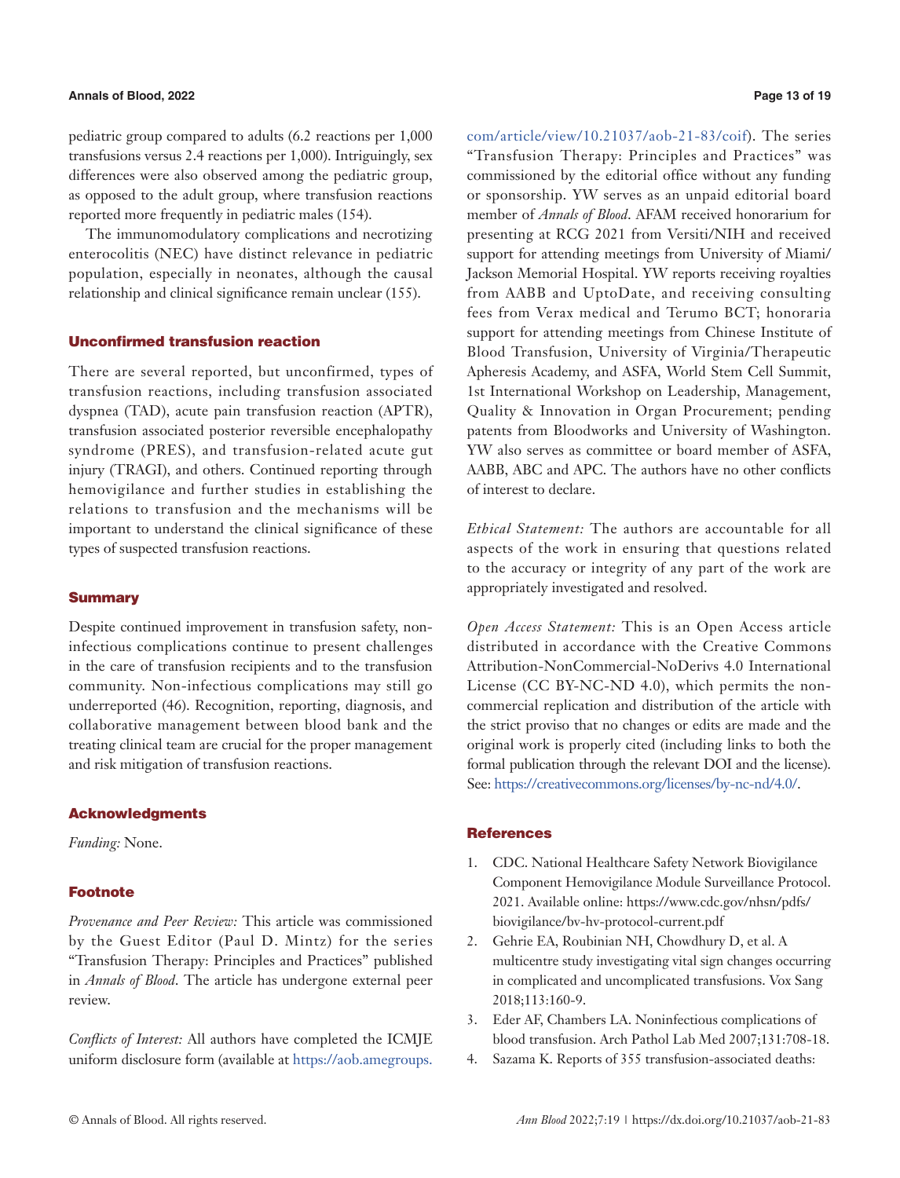pediatric group compared to adults (6.2 reactions per 1,000 transfusions versus 2.4 reactions per 1,000). Intriguingly, sex differences were also observed among the pediatric group, as opposed to the adult group, where transfusion reactions reported more frequently in pediatric males (154).

The immunomodulatory complications and necrotizing enterocolitis (NEC) have distinct relevance in pediatric population, especially in neonates, although the causal relationship and clinical significance remain unclear (155).

## Unconfirmed transfusion reaction

There are several reported, but unconfirmed, types of transfusion reactions, including transfusion associated dyspnea (TAD), acute pain transfusion reaction (APTR), transfusion associated posterior reversible encephalopathy syndrome (PRES), and transfusion-related acute gut injury (TRAGI), and others. Continued reporting through hemovigilance and further studies in establishing the relations to transfusion and the mechanisms will be important to understand the clinical significance of these types of suspected transfusion reactions.

## Summary

Despite continued improvement in transfusion safety, non-infectious complications continue to present challenges in the care of transfusion recipients and to the transfusion community. Non-infectious complications may still go underreported (46). Recognition, reporting, diagnosis, and collaborative management between blood bank and the treating clinical team are crucial for the proper management and risk mitigation of transfusion reactions.

## Acknowledgments

*Funding:* None.

## Footnote

*Provenance and Peer Review:* This article was commissioned by the Guest Editor (Paul D. Mintz) for the series "Transfusion Therapy: Principles and Practices" published in *Annals of Blood*. The article has undergone external peer review.

*Conflicts of Interest:* All authors have completed the ICMJE uniform disclosure form (available at https://aob.amegroups.com/article/view/10.21037/aob-21-83/coif). The series "Transfusion Therapy: Principles and Practices" was commissioned by the editorial office without any funding or sponsorship. YW serves as an unpaid editorial board member of *Annals of Blood*. AFAM received honorarium for presenting at RCG 2021 from Versiti/NIH and received support for attending meetings from University of Miami/Jackson Memorial Hospital. YW reports receiving royalties from AABB and UptoDate, and receiving consulting fees from Verax medical and Terumo BCT; honoraria support for attending meetings from Chinese Institute of Blood Transfusion, University of Virginia/Therapeutic Apheresis Academy, and ASFA, World Stem Cell Summit, 1st International Workshop on Leadership, Management, Quality & Innovation in Organ Procurement; pending patents from Bloodworks and University of Washington. YW also serves as committee or board member of ASFA, AABB, ABC and APC. The authors have no other conflicts of interest to declare.

*Ethical Statement:* The authors are accountable for all aspects of the work in ensuring that questions related to the accuracy or integrity of any part of the work are appropriately investigated and resolved.

*Open Access Statement:* This is an Open Access article distributed in accordance with the Creative Commons Attribution-NonCommercial-NoDerivs 4.0 International License (CC BY-NC-ND 4.0), which permits the non-commercial replication and distribution of the article with the strict proviso that no changes or edits are made and the original work is properly cited (including links to both the formal publication through the relevant DOI and the license). See: https://creativecommons.org/licenses/by-nc-nd/4.0/.

## References

1. CDC. National Healthcare Safety Network Biovigilance Component Hemovigilance Module Surveillance Protocol. 2021. Available online: https://www.cdc.gov/nhsn/pdfs/biovigilance/bv-hv-protocol-current.pdf
2. Gehrie EA, Roubinian NH, Chowdhury D, et al. A multicentre study investigating vital sign changes occurring in complicated and uncomplicated transfusions. Vox Sang 2018;113:160-9.
3. Eder AF, Chambers LA. Noninfectious complications of blood transfusion. Arch Pathol Lab Med 2007;131:708-18.
4. Sazama K. Reports of 355 transfusion-associated deaths: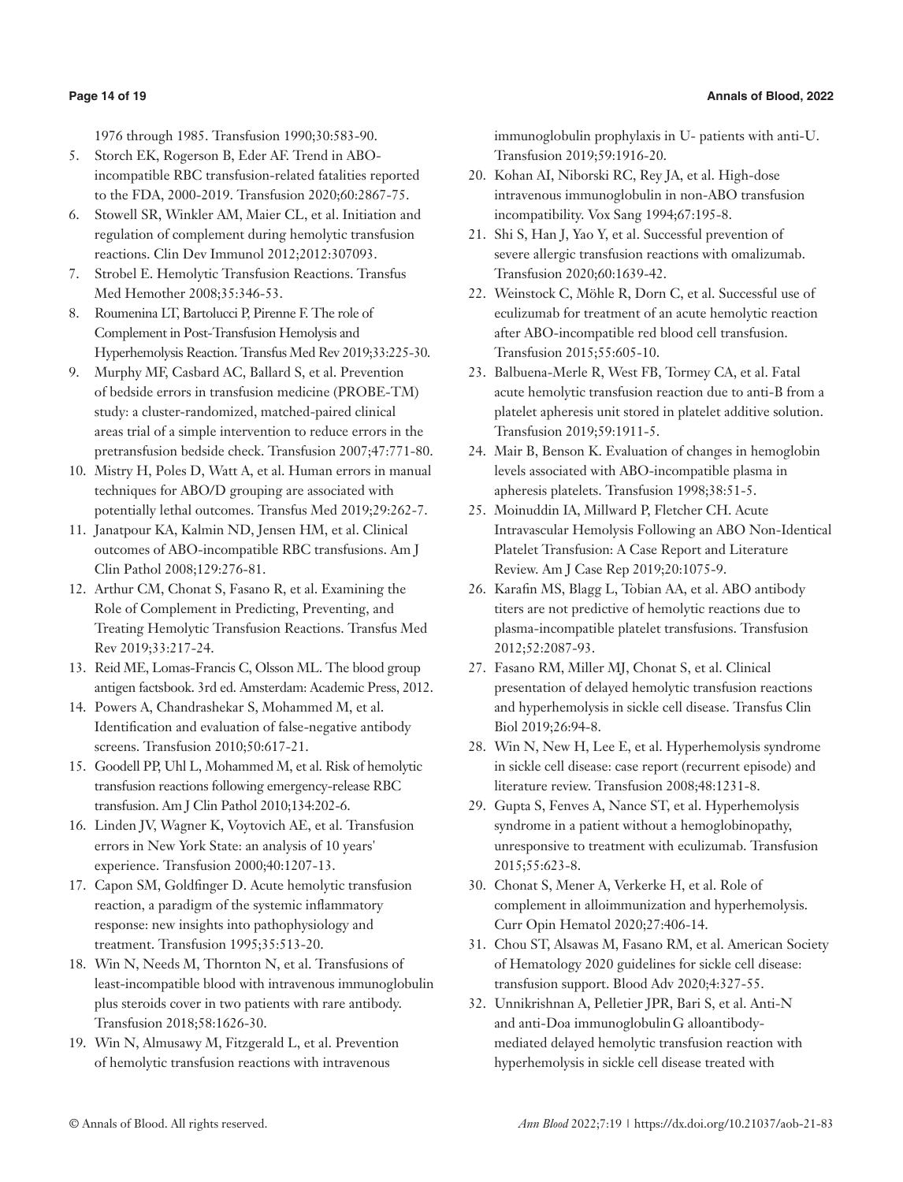1976 through 1985. Transfusion 1990;30:583-90.

5. Storch EK, Rogerson B, Eder AF. Trend in ABO-incompatible RBC transfusion-related fatalities reported to the FDA, 2000-2019. Transfusion 2020;60:2867-75.
6. Stowell SR, Winkler AM, Maier CL, et al. Initiation and regulation of complement during hemolytic transfusion reactions. Clin Dev Immunol 2012;2012:307093.
7. Strobel E. Hemolytic Transfusion Reactions. Transfus Med Hemother 2008;35:346-53.
8. Roumenina LT, Bartolucci P, Pirenne F. The role of Complement in Post-Transfusion Hemolysis and Hyperhemolysis Reaction. Transfus Med Rev 2019;33:225-30.
9. Murphy MF, Casbard AC, Ballard S, et al. Prevention of bedside errors in transfusion medicine (PROBE-TM) study: a cluster-randomized, matched-paired clinical areas trial of a simple intervention to reduce errors in the pretransfusion bedside check. Transfusion 2007;47:771-80.
10. Mistry H, Poles D, Watt A, et al. Human errors in manual techniques for ABO/D grouping are associated with potentially lethal outcomes. Transfus Med 2019;29:262-7.
11. Janatpour KA, Kalmin ND, Jensen HM, et al. Clinical outcomes of ABO-incompatible RBC transfusions. Am J Clin Pathol 2008;129:276-81.
12. Arthur CM, Chonat S, Fasano R, et al. Examining the Role of Complement in Predicting, Preventing, and Treating Hemolytic Transfusion Reactions. Transfus Med Rev 2019;33:217-24.
13. Reid ME, Lomas-Francis C, Olsson ML. The blood group antigen factsbook. 3rd ed. Amsterdam: Academic Press, 2012.
14. Powers A, Chandrashekar S, Mohammed M, et al. Identification and evaluation of false-negative antibody screens. Transfusion 2010;50:617-21.
15. Goodell PP, Uhl L, Mohammed M, et al. Risk of hemolytic transfusion reactions following emergency-release RBC transfusion. Am J Clin Pathol 2010;134:202-6.
16. Linden JV, Wagner K, Voytovich AE, et al. Transfusion errors in New York State: an analysis of 10 years' experience. Transfusion 2000;40:1207-13.
17. Capon SM, Goldfinger D. Acute hemolytic transfusion reaction, a paradigm of the systemic inflammatory response: new insights into pathophysiology and treatment. Transfusion 1995;35:513-20.
18. Win N, Needs M, Thornton N, et al. Transfusions of least-incompatible blood with intravenous immunoglobulin plus steroids cover in two patients with rare antibody. Transfusion 2018;58:1626-30.
19. Win N, Almusawy M, Fitzgerald L, et al. Prevention of hemolytic transfusion reactions with intravenous immunoglobulin prophylaxis in U- patients with anti-U. Transfusion 2019;59:1916-20.
20. Kohan AI, Niborski RC, Rey JA, et al. High-dose intravenous immunoglobulin in non-ABO transfusion incompatibility. Vox Sang 1994;67:195-8.
21. Shi S, Han J, Yao Y, et al. Successful prevention of severe allergic transfusion reactions with omalizumab. Transfusion 2020;60:1639-42.
22. Weinstock C, Möhle R, Dorn C, et al. Successful use of eculizumab for treatment of an acute hemolytic reaction after ABO-incompatible red blood cell transfusion. Transfusion 2015;55:605-10.
23. Balbuena-Merle R, West FB, Tormey CA, et al. Fatal acute hemolytic transfusion reaction due to anti-B from a platelet apheresis unit stored in platelet additive solution. Transfusion 2019;59:1911-5.
24. Mair B, Benson K. Evaluation of changes in hemoglobin levels associated with ABO-incompatible plasma in apheresis platelets. Transfusion 1998;38:51-5.
25. Moinuddin IA, Millward P, Fletcher CH. Acute Intravascular Hemolysis Following an ABO Non-Identical Platelet Transfusion: A Case Report and Literature Review. Am J Case Rep 2019;20:1075-9.
26. Karafin MS, Blagg L, Tobian AA, et al. ABO antibody titers are not predictive of hemolytic reactions due to plasma-incompatible platelet transfusions. Transfusion 2012;52:2087-93.
27. Fasano RM, Miller MJ, Chonat S, et al. Clinical presentation of delayed hemolytic transfusion reactions and hyperhemolysis in sickle cell disease. Transfus Clin Biol 2019;26:94-8.
28. Win N, New H, Lee E, et al. Hyperhemolysis syndrome in sickle cell disease: case report (recurrent episode) and literature review. Transfusion 2008;48:1231-8.
29. Gupta S, Fenves A, Nance ST, et al. Hyperhemolysis syndrome in a patient without a hemoglobinopathy, unresponsive to treatment with eculizumab. Transfusion 2015;55:623-8.
30. Chonat S, Mener A, Verkerke H, et al. Role of complement in alloimmunization and hyperhemolysis. Curr Opin Hematol 2020;27:406-14.
31. Chou ST, Alsawas M, Fasano RM, et al. American Society of Hematology 2020 guidelines for sickle cell disease: transfusion support. Blood Adv 2020;4:327-55.
32. Unnikrishnan A, Pelletier JPR, Bari S, et al. Anti-N and anti-Doa immunoglobulin G alloantibody-mediated delayed hemolytic transfusion reaction with hyperhemolysis in sickle cell disease treated with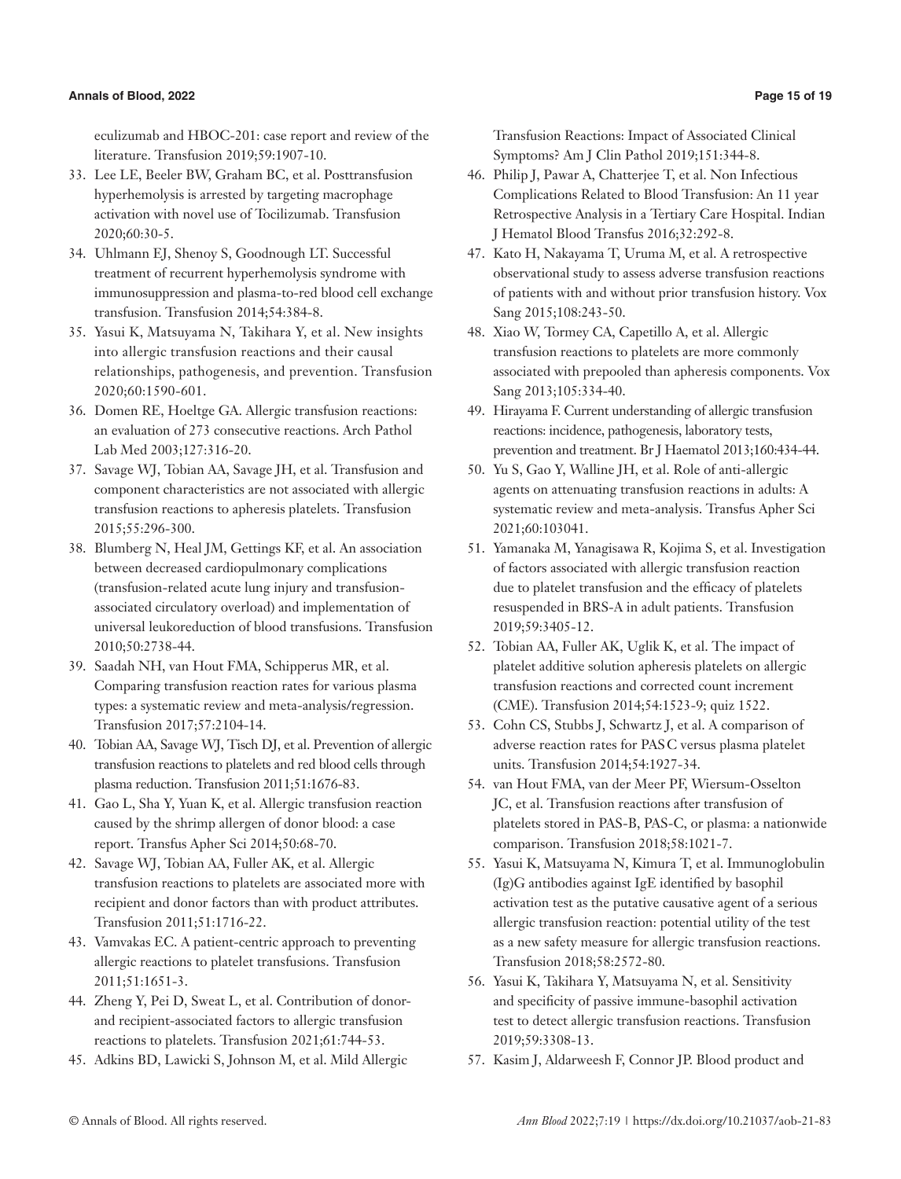eculizumab and HBOC-201: case report and review of the literature. Transfusion 2019;59:1907-10.

33. Lee LE, Beeler BW, Graham BC, et al. Posttransfusion hyperhemolysis is arrested by targeting macrophage activation with novel use of Tocilizumab. Transfusion 2020;60:30-5.
34. Uhlmann EJ, Shenoy S, Goodnough LT. Successful treatment of recurrent hyperhemolysis syndrome with immunosuppression and plasma-to-red blood cell exchange transfusion. Transfusion 2014;54:384-8.
35. Yasui K, Matsuyama N, Takihara Y, et al. New insights into allergic transfusion reactions and their causal relationships, pathogenesis, and prevention. Transfusion 2020;60:1590-601.
36. Domen RE, Hoeltge GA. Allergic transfusion reactions: an evaluation of 273 consecutive reactions. Arch Pathol Lab Med 2003;127:316-20.
37. Savage WJ, Tobian AA, Savage JH, et al. Transfusion and component characteristics are not associated with allergic transfusion reactions to apheresis platelets. Transfusion 2015;55:296-300.
38. Blumberg N, Heal JM, Gettings KF, et al. An association between decreased cardiopulmonary complications (transfusion-related acute lung injury and transfusion-associated circulatory overload) and implementation of universal leukoreduction of blood transfusions. Transfusion 2010;50:2738-44.
39. Saadah NH, van Hout FMA, Schipperus MR, et al. Comparing transfusion reaction rates for various plasma types: a systematic review and meta-analysis/regression. Transfusion 2017;57:2104-14.
40. Tobian AA, Savage WJ, Tisch DJ, et al. Prevention of allergic transfusion reactions to platelets and red blood cells through plasma reduction. Transfusion 2011;51:1676-83.
41. Gao L, Sha Y, Yuan K, et al. Allergic transfusion reaction caused by the shrimp allergen of donor blood: a case report. Transfus Apher Sci 2014;50:68-70.
42. Savage WJ, Tobian AA, Fuller AK, et al. Allergic transfusion reactions to platelets are associated more with recipient and donor factors than with product attributes. Transfusion 2011;51:1716-22.
43. Vamvakas EC. A patient-centric approach to preventing allergic reactions to platelet transfusions. Transfusion 2011;51:1651-3.
44. Zheng Y, Pei D, Sweat L, et al. Contribution of donor- and recipient-associated factors to allergic transfusion reactions to platelets. Transfusion 2021;61:744-53.
45. Adkins BD, Lawicki S, Johnson M, et al. Mild Allergic Transfusion Reactions: Impact of Associated Clinical Symptoms? Am J Clin Pathol 2019;151:344-8.
46. Philip J, Pawar A, Chatterjee T, et al. Non Infectious Complications Related to Blood Transfusion: An 11 year Retrospective Analysis in a Tertiary Care Hospital. Indian J Hematol Blood Transfus 2016;32:292-8.
47. Kato H, Nakayama T, Uruma M, et al. A retrospective observational study to assess adverse transfusion reactions of patients with and without prior transfusion history. Vox Sang 2015;108:243-50.
48. Xiao W, Tormey CA, Capetillo A, et al. Allergic transfusion reactions to platelets are more commonly associated with prepooled than apheresis components. Vox Sang 2013;105:334-40.
49. Hirayama F. Current understanding of allergic transfusion reactions: incidence, pathogenesis, laboratory tests, prevention and treatment. Br J Haematol 2013;160:434-44.
50. Yu S, Gao Y, Walline JH, et al. Role of anti-allergic agents on attenuating transfusion reactions in adults: A systematic review and meta-analysis. Transfus Apher Sci 2021;60:103041.
51. Yamanaka M, Yanagisawa R, Kojima S, et al. Investigation of factors associated with allergic transfusion reaction due to platelet transfusion and the efficacy of platelets resuspended in BRS-A in adult patients. Transfusion 2019;59:3405-12.
52. Tobian AA, Fuller AK, Uglik K, et al. The impact of platelet additive solution apheresis platelets on allergic transfusion reactions and corrected count increment (CME). Transfusion 2014;54:1523-9; quiz 1522.
53. Cohn CS, Stubbs J, Schwartz J, et al. A comparison of adverse reaction rates for PAS C versus plasma platelet units. Transfusion 2014;54:1927-34.
54. van Hout FMA, van der Meer PF, Wiersum-Osselton JC, et al. Transfusion reactions after transfusion of platelets stored in PAS-B, PAS-C, or plasma: a nationwide comparison. Transfusion 2018;58:1021-7.
55. Yasui K, Matsuyama N, Kimura T, et al. Immunoglobulin (Ig)G antibodies against IgE identified by basophil activation test as the putative causative agent of a serious allergic transfusion reaction: potential utility of the test as a new safety measure for allergic transfusion reactions. Transfusion 2018;58:2572-80.
56. Yasui K, Takihara Y, Matsuyama N, et al. Sensitivity and specificity of passive immune-basophil activation test to detect allergic transfusion reactions. Transfusion 2019;59:3308-13.
57. Kasim J, Aldarweesh F, Connor JP. Blood product and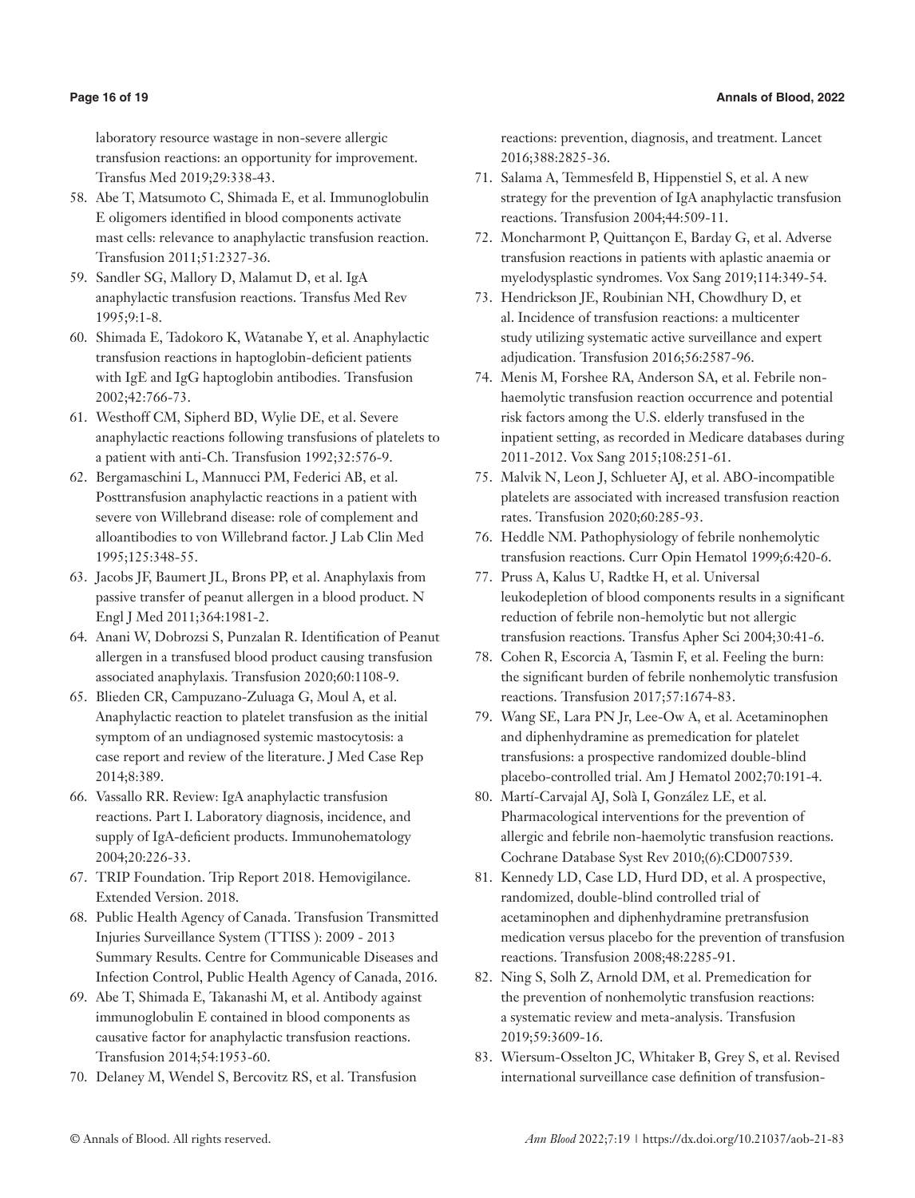laboratory resource wastage in non-severe allergic transfusion reactions: an opportunity for improvement. Transfus Med 2019;29:338-43.

58. Abe T, Matsumoto C, Shimada E, et al. Immunoglobulin E oligomers identified in blood components activate mast cells: relevance to anaphylactic transfusion reaction. Transfusion 2011;51:2327-36.
59. Sandler SG, Mallory D, Malamut D, et al. IgA anaphylactic transfusion reactions. Transfus Med Rev 1995;9:1-8.
60. Shimada E, Tadokoro K, Watanabe Y, et al. Anaphylactic transfusion reactions in haptoglobin-deficient patients with IgE and IgG haptoglobin antibodies. Transfusion 2002;42:766-73.
61. Westhoff CM, Sipherd BD, Wylie DE, et al. Severe anaphylactic reactions following transfusions of platelets to a patient with anti-Ch. Transfusion 1992;32:576-9.
62. Bergamaschini L, Mannucci PM, Federici AB, et al. Posttransfusion anaphylactic reactions in a patient with severe von Willebrand disease: role of complement and alloantibodies to von Willebrand factor. J Lab Clin Med 1995;125:348-55.
63. Jacobs JF, Baumert JL, Brons PP, et al. Anaphylaxis from passive transfer of peanut allergen in a blood product. N Engl J Med 2011;364:1981-2.
64. Anani W, Dobrozsi S, Punzalan R. Identification of Peanut allergen in a transfused blood product causing transfusion associated anaphylaxis. Transfusion 2020;60:1108-9.
65. Blieden CR, Campuzano-Zuluaga G, Moul A, et al. Anaphylactic reaction to platelet transfusion as the initial symptom of an undiagnosed systemic mastocytosis: a case report and review of the literature. J Med Case Rep 2014;8:389.
66. Vassallo RR. Review: IgA anaphylactic transfusion reactions. Part I. Laboratory diagnosis, incidence, and supply of IgA-deficient products. Immunohematology 2004;20:226-33.
67. TRIP Foundation. Trip Report 2018. Hemovigilance. Extended Version. 2018.
68. Public Health Agency of Canada. Transfusion Transmitted Injuries Surveillance System (TTISS ): 2009 - 2013 Summary Results. Centre for Communicable Diseases and Infection Control, Public Health Agency of Canada, 2016.
69. Abe T, Shimada E, Takanashi M, et al. Antibody against immunoglobulin E contained in blood components as causative factor for anaphylactic transfusion reactions. Transfusion 2014;54:1953-60.
70. Delaney M, Wendel S, Bercovitz RS, et al. Transfusion reactions: prevention, diagnosis, and treatment. Lancet 2016;388:2825-36.
71. Salama A, Temmesfeld B, Hippenstiel S, et al. A new strategy for the prevention of IgA anaphylactic transfusion reactions. Transfusion 2004;44:509-11.
72. Moncharmont P, Quittançon E, Barday G, et al. Adverse transfusion reactions in patients with aplastic anaemia or myelodysplastic syndromes. Vox Sang 2019;114:349-54.
73. Hendrickson JE, Roubinian NH, Chowdhury D, et al. Incidence of transfusion reactions: a multicenter study utilizing systematic active surveillance and expert adjudication. Transfusion 2016;56:2587-96.
74. Menis M, Forshee RA, Anderson SA, et al. Febrile non-haemolytic transfusion reaction occurrence and potential risk factors among the U.S. elderly transfused in the inpatient setting, as recorded in Medicare databases during 2011-2012. Vox Sang 2015;108:251-61.
75. Malvik N, Leon J, Schlueter AJ, et al. ABO-incompatible platelets are associated with increased transfusion reaction rates. Transfusion 2020;60:285-93.
76. Heddle NM. Pathophysiology of febrile nonhemolytic transfusion reactions. Curr Opin Hematol 1999;6:420-6.
77. Pruss A, Kalus U, Radtke H, et al. Universal leukodepletion of blood components results in a significant reduction of febrile non-hemolytic but not allergic transfusion reactions. Transfus Apher Sci 2004;30:41-6.
78. Cohen R, Escorcia A, Tasmin F, et al. Feeling the burn: the significant burden of febrile nonhemolytic transfusion reactions. Transfusion 2017;57:1674-83.
79. Wang SE, Lara PN Jr, Lee-Ow A, et al. Acetaminophen and diphenhydramine as premedication for platelet transfusions: a prospective randomized double-blind placebo-controlled trial. Am J Hematol 2002;70:191-4.
80. Martí-Carvajal AJ, Solà I, González LE, et al. Pharmacological interventions for the prevention of allergic and febrile non-haemolytic transfusion reactions. Cochrane Database Syst Rev 2010;(6):CD007539.
81. Kennedy LD, Case LD, Hurd DD, et al. A prospective, randomized, double-blind controlled trial of acetaminophen and diphenhydramine pretransfusion medication versus placebo for the prevention of transfusion reactions. Transfusion 2008;48:2285-91.
82. Ning S, Solh Z, Arnold DM, et al. Premedication for the prevention of nonhemolytic transfusion reactions: a systematic review and meta-analysis. Transfusion 2019;59:3609-16.
83. Wiersum-Osselton JC, Whitaker B, Grey S, et al. Revised international surveillance case definition of transfusion-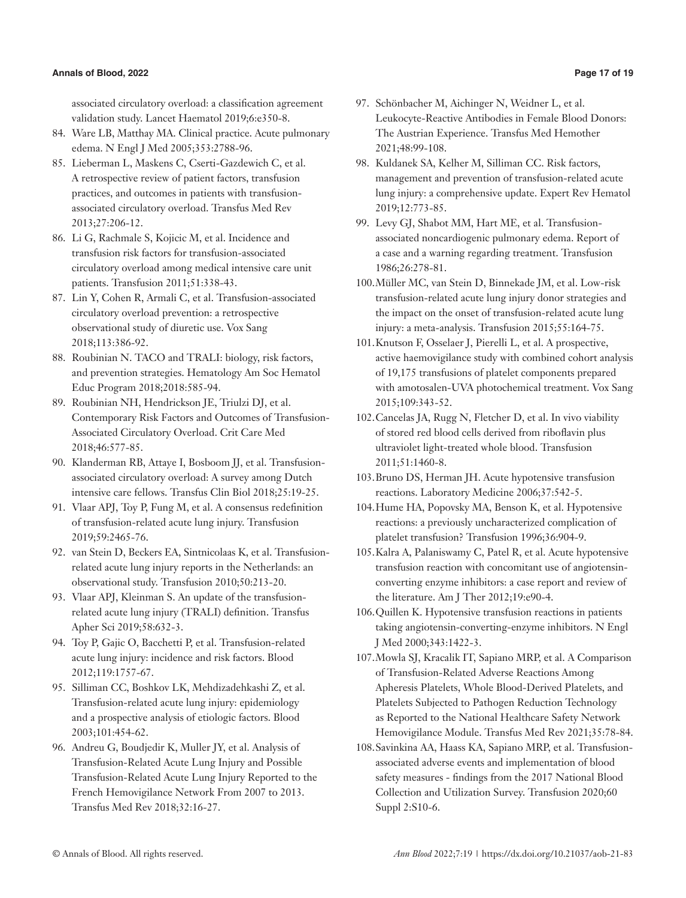associated circulatory overload: a classification agreement validation study. Lancet Haematol 2019;6:e350-8.

84. Ware LB, Matthay MA. Clinical practice. Acute pulmonary edema. N Engl J Med 2005;353:2788-96.
85. Lieberman L, Maskens C, Cserti-Gazdewich C, et al. A retrospective review of patient factors, transfusion practices, and outcomes in patients with transfusion-associated circulatory overload. Transfus Med Rev 2013;27:206-12.
86. Li G, Rachmale S, Kojicic M, et al. Incidence and transfusion risk factors for transfusion-associated circulatory overload among medical intensive care unit patients. Transfusion 2011;51:338-43.
87. Lin Y, Cohen R, Armali C, et al. Transfusion-associated circulatory overload prevention: a retrospective observational study of diuretic use. Vox Sang 2018;113:386-92.
88. Roubinian N. TACO and TRALI: biology, risk factors, and prevention strategies. Hematology Am Soc Hematol Educ Program 2018;2018:585-94.
89. Roubinian NH, Hendrickson JE, Triulzi DJ, et al. Contemporary Risk Factors and Outcomes of Transfusion-Associated Circulatory Overload. Crit Care Med 2018;46:577-85.
90. Klanderman RB, Attaye I, Bosboom JJ, et al. Transfusion-associated circulatory overload: A survey among Dutch intensive care fellows. Transfus Clin Biol 2018;25:19-25.
91. Vlaar APJ, Toy P, Fung M, et al. A consensus redefinition of transfusion-related acute lung injury. Transfusion 2019;59:2465-76.
92. van Stein D, Beckers EA, Sintnicolaas K, et al. Transfusion-related acute lung injury reports in the Netherlands: an observational study. Transfusion 2010;50:213-20.
93. Vlaar APJ, Kleinman S. An update of the transfusion-related acute lung injury (TRALI) definition. Transfus Apher Sci 2019;58:632-3.
94. Toy P, Gajic O, Bacchetti P, et al. Transfusion-related acute lung injury: incidence and risk factors. Blood 2012;119:1757-67.
95. Silliman CC, Boshkov LK, Mehdizadehkashi Z, et al. Transfusion-related acute lung injury: epidemiology and a prospective analysis of etiologic factors. Blood 2003;101:454-62.
96. Andreu G, Boudjedir K, Muller JY, et al. Analysis of Transfusion-Related Acute Lung Injury and Possible Transfusion-Related Acute Lung Injury Reported to the French Hemovigilance Network From 2007 to 2013. Transfus Med Rev 2018;32:16-27.
97. Schönbacher M, Aichinger N, Weidner L, et al. Leukocyte-Reactive Antibodies in Female Blood Donors: The Austrian Experience. Transfus Med Hemother 2021;48:99-108.
98. Kuldanek SA, Kelher M, Silliman CC. Risk factors, management and prevention of transfusion-related acute lung injury: a comprehensive update. Expert Rev Hematol 2019;12:773-85.
99. Levy GJ, Shabot MM, Hart ME, et al. Transfusion-associated noncardiogenic pulmonary edema. Report of a case and a warning regarding treatment. Transfusion 1986;26:278-81.
100. Müller MC, van Stein D, Binnekade JM, et al. Low-risk transfusion-related acute lung injury donor strategies and the impact on the onset of transfusion-related acute lung injury: a meta-analysis. Transfusion 2015;55:164-75.
101. Knutson F, Osselaer J, Pierelli L, et al. A prospective, active haemovigilance study with combined cohort analysis of 19,175 transfusions of platelet components prepared with amotosalen-UVA photochemical treatment. Vox Sang 2015;109:343-52.
102. Cancelas JA, Rugg N, Fletcher D, et al. In vivo viability of stored red blood cells derived from riboflavin plus ultraviolet light-treated whole blood. Transfusion 2011;51:1460-8.
103. Bruno DS, Herman JH. Acute hypotensive transfusion reactions. Laboratory Medicine 2006;37:542-5.
104. Hume HA, Popovsky MA, Benson K, et al. Hypotensive reactions: a previously uncharacterized complication of platelet transfusion? Transfusion 1996;36:904-9.
105. Kalra A, Palaniswamy C, Patel R, et al. Acute hypotensive transfusion reaction with concomitant use of angiotensin-converting enzyme inhibitors: a case report and review of the literature. Am J Ther 2012;19:e90-4.
106. Quillen K. Hypotensive transfusion reactions in patients taking angiotensin-converting-enzyme inhibitors. N Engl J Med 2000;343:1422-3.
107. Mowla SJ, Kracalik IT, Sapiano MRP, et al. A Comparison of Transfusion-Related Adverse Reactions Among Apheresis Platelets, Whole Blood-Derived Platelets, and Platelets Subjected to Pathogen Reduction Technology as Reported to the National Healthcare Safety Network Hemovigilance Module. Transfus Med Rev 2021;35:78-84.
108. Savinkina AA, Haass KA, Sapiano MRP, et al. Transfusion-associated adverse events and implementation of blood safety measures - findings from the 2017 National Blood Collection and Utilization Survey. Transfusion 2020;60 Suppl 2:S10-6.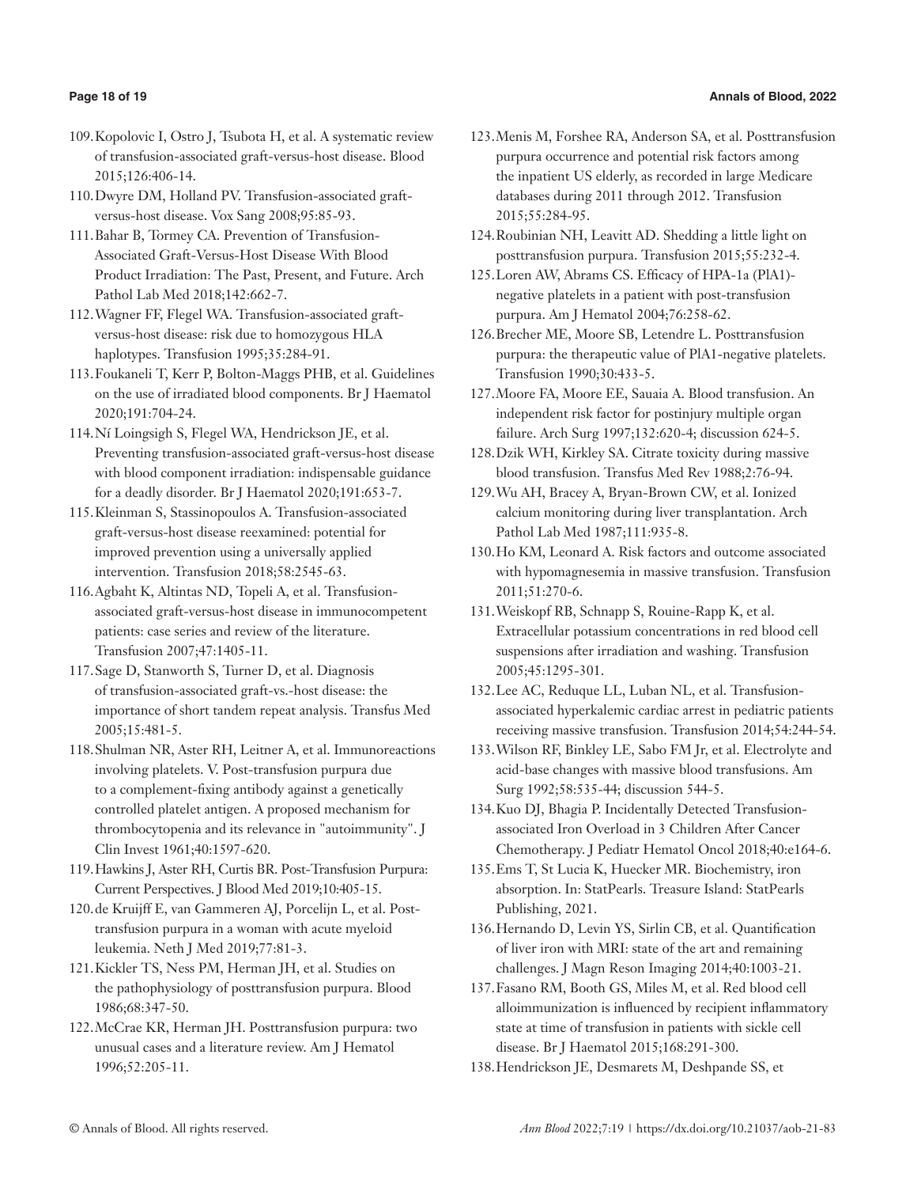109. Kopolovic I, Ostro J, Tsubota H, et al. A systematic review of transfusion-associated graft-versus-host disease. Blood 2015;126:406-14.
110. Dwyre DM, Holland PV. Transfusion-associated graft-versus-host disease. Vox Sang 2008;95:85-93.
111. Bahar B, Tormey CA. Prevention of Transfusion-Associated Graft-Versus-Host Disease With Blood Product Irradiation: The Past, Present, and Future. Arch Pathol Lab Med 2018;142:662-7.
112. Wagner FF, Flegel WA. Transfusion-associated graft-versus-host disease: risk due to homozygous HLA haplotypes. Transfusion 1995;35:284-91.
113. Foukaneli T, Kerr P, Bolton-Maggs PHB, et al. Guidelines on the use of irradiated blood components. Br J Haematol 2020;191:704-24.
114. Ní Loingsigh S, Flegel WA, Hendrickson JE, et al. Preventing transfusion-associated graft-versus-host disease with blood component irradiation: indispensable guidance for a deadly disorder. Br J Haematol 2020;191:653-7.
115. Kleinman S, Stassinopoulos A. Transfusion-associated graft-versus-host disease reexamined: potential for improved prevention using a universally applied intervention. Transfusion 2018;58:2545-63.
116. Agbaht K, Altintas ND, Topeli A, et al. Transfusion-associated graft-versus-host disease in immunocompetent patients: case series and review of the literature. Transfusion 2007;47:1405-11.
117. Sage D, Stanworth S, Turner D, et al. Diagnosis of transfusion-associated graft-vs.-host disease: the importance of short tandem repeat analysis. Transfus Med 2005;15:481-5.
118. Shulman NR, Aster RH, Leitner A, et al. Immunoreactions involving platelets. V. Post-transfusion purpura due to a complement-fixing antibody against a genetically controlled platelet antigen. A proposed mechanism for thrombocytopenia and its relevance in "autoimmunity". J Clin Invest 1961;40:1597-620.
119. Hawkins J, Aster RH, Curtis BR. Post-Transfusion Purpura: Current Perspectives. J Blood Med 2019;10:405-15.
120. de Kruijff E, van Gammeren AJ, Porcelijn L, et al. Post-transfusion purpura in a woman with acute myeloid leukemia. Neth J Med 2019;77:81-3.
121. Kickler TS, Ness PM, Herman JH, et al. Studies on the pathophysiology of posttransfusion purpura. Blood 1986;68:347-50.
122. McCrae KR, Herman JH. Posttransfusion purpura: two unusual cases and a literature review. Am J Hematol 1996;52:205-11.
123. Menis M, Forshee RA, Anderson SA, et al. Posttransfusion purpura occurrence and potential risk factors among the inpatient US elderly, as recorded in large Medicare databases during 2011 through 2012. Transfusion 2015;55:284-95.
124. Roubinian NH, Leavitt AD. Shedding a little light on posttransfusion purpura. Transfusion 2015;55:232-4.
125. Loren AW, Abrams CS. Efficacy of HPA-1a (PlA1)-negative platelets in a patient with post-transfusion purpura. Am J Hematol 2004;76:258-62.
126. Brecher ME, Moore SB, Letendre L. Posttransfusion purpura: the therapeutic value of PlA1-negative platelets. Transfusion 1990;30:433-5.
127. Moore FA, Moore EE, Sauaia A. Blood transfusion. An independent risk factor for postinjury multiple organ failure. Arch Surg 1997;132:620-4; discussion 624-5.
128. Dzik WH, Kirkley SA. Citrate toxicity during massive blood transfusion. Transfus Med Rev 1988;2:76-94.
129. Wu AH, Bracey A, Bryan-Brown CW, et al. Ionized calcium monitoring during liver transplantation. Arch Pathol Lab Med 1987;111:935-8.
130. Ho KM, Leonard A. Risk factors and outcome associated with hypomagnesemia in massive transfusion. Transfusion 2011;51:270-6.
131. Weiskopf RB, Schnapp S, Rouine-Rapp K, et al. Extracellular potassium concentrations in red blood cell suspensions after irradiation and washing. Transfusion 2005;45:1295-301.
132. Lee AC, Reduque LL, Luban NL, et al. Transfusion-associated hyperkalemic cardiac arrest in pediatric patients receiving massive transfusion. Transfusion 2014;54:244-54.
133. Wilson RF, Binkley LE, Sabo FM Jr, et al. Electrolyte and acid-base changes with massive blood transfusions. Am Surg 1992;58:535-44; discussion 544-5.
134. Kuo DJ, Bhagia P. Incidentally Detected Transfusion-associated Iron Overload in 3 Children After Cancer Chemotherapy. J Pediatr Hematol Oncol 2018;40:e164-6.
135. Ems T, St Lucia K, Huecker MR. Biochemistry, iron absorption. In: StatPearls. Treasure Island: StatPearls Publishing, 2021.
136. Hernando D, Levin YS, Sirlin CB, et al. Quantification of liver iron with MRI: state of the art and remaining challenges. J Magn Reson Imaging 2014;40:1003-21.
137. Fasano RM, Booth GS, Miles M, et al. Red blood cell alloimmunization is influenced by recipient inflammatory state at time of transfusion in patients with sickle cell disease. Br J Haematol 2015;168:291-300.
138. Hendrickson JE, Desmarets M, Deshpande SS, et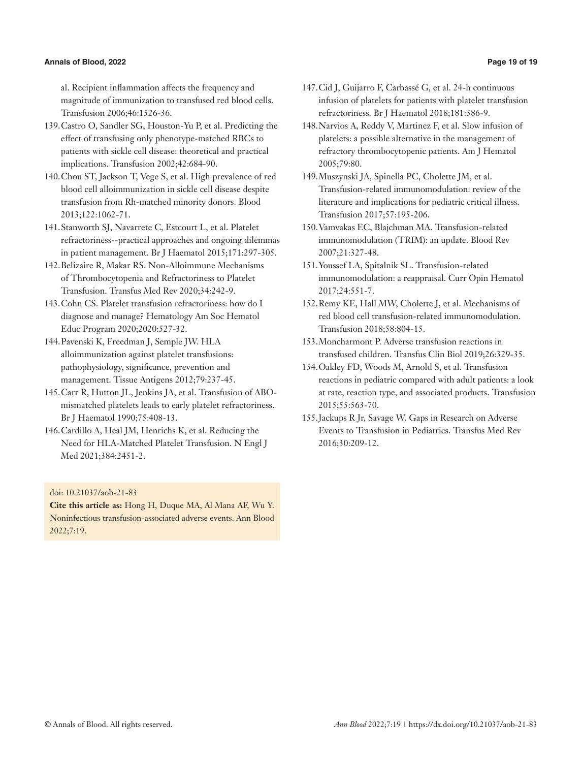al. Recipient inflammation affects the frequency and magnitude of immunization to transfused red blood cells. Transfusion 2006;46:1526-36.

139. Castro O, Sandler SG, Houston-Yu P, et al. Predicting the effect of transfusing only phenotype-matched RBCs to patients with sickle cell disease: theoretical and practical implications. Transfusion 2002;42:684-90.
140. Chou ST, Jackson T, Vege S, et al. High prevalence of red blood cell alloimmunization in sickle cell disease despite transfusion from Rh-matched minority donors. Blood 2013;122:1062-71.
141. Stanworth SJ, Navarrete C, Estcourt L, et al. Platelet refractoriness--practical approaches and ongoing dilemmas in patient management. Br J Haematol 2015;171:297-305.
142. Belizaire R, Makar RS. Non-Alloimmune Mechanisms of Thrombocytopenia and Refractoriness to Platelet Transfusion. Transfus Med Rev 2020;34:242-9.
143. Cohn CS. Platelet transfusion refractoriness: how do I diagnose and manage? Hematology Am Soc Hematol Educ Program 2020;2020:527-32.
144. Pavenski K, Freedman J, Semple JW. HLA alloimmunization against platelet transfusions: pathophysiology, significance, prevention and management. Tissue Antigens 2012;79:237-45.
145. Carr R, Hutton JL, Jenkins JA, et al. Transfusion of ABO-mismatched platelets leads to early platelet refractoriness. Br J Haematol 1990;75:408-13.
146. Cardillo A, Heal JM, Henrichs K, et al. Reducing the Need for HLA-Matched Platelet Transfusion. N Engl J Med 2021;384:2451-2.
147. Cid J, Guijarro F, Carbassé G, et al. 24-h continuous infusion of platelets for patients with platelet transfusion refractoriness. Br J Haematol 2018;181:386-9.
148. Narvios A, Reddy V, Martinez F, et al. Slow infusion of platelets: a possible alternative in the management of refractory thrombocytopenic patients. Am J Hematol 2005;79:80.
149. Muszynski JA, Spinella PC, Cholette JM, et al. Transfusion-related immunomodulation: review of the literature and implications for pediatric critical illness. Transfusion 2017;57:195-206.
150. Vamvakas EC, Blajchman MA. Transfusion-related immunomodulation (TRIM): an update. Blood Rev 2007;21:327-48.
151. Youssef LA, Spitalnik SL. Transfusion-related immunomodulation: a reappraisal. Curr Opin Hematol 2017;24:551-7.
152. Remy KE, Hall MW, Cholette J, et al. Mechanisms of red blood cell transfusion-related immunomodulation. Transfusion 2018;58:804-15.
153. Moncharmont P. Adverse transfusion reactions in transfused children. Transfus Clin Biol 2019;26:329-35.
154. Oakley FD, Woods M, Arnold S, et al. Transfusion reactions in pediatric compared with adult patients: a look at rate, reaction type, and associated products. Transfusion 2015;55:563-70.
155. Jackups R Jr, Savage W. Gaps in Research on Adverse Events to Transfusion in Pediatrics. Transfus Med Rev 2016;30:209-12.

doi: 10.21037/aob-21-83

**Cite this article as:** Hong H, Duque MA, Al Mana AF, Wu Y. Noninfectious transfusion-associated adverse events. Ann Blood 2022;7:19.